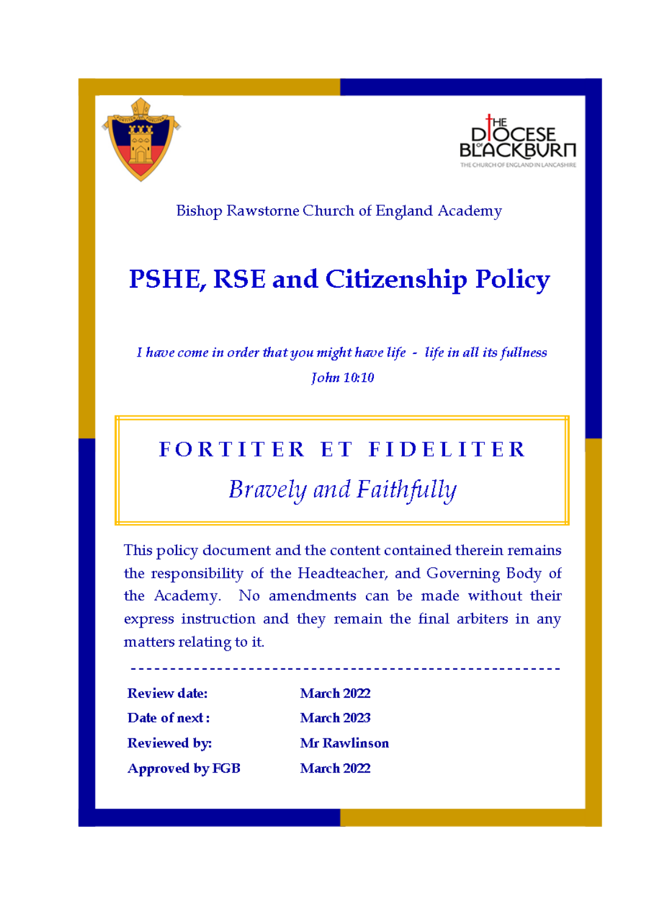Bishop Rawstorne Church of England Academy

# PSHE, RSE and Citizenship Policy

*I have come in order that you might have life - life in all its fullness*

*John 10:10*

**F O R T I T E R E T F I D E L I T E R**

*Bravely and Faithfully*

This policy document and the content contained therein remains the responsibility of the Headteacher, and Governing Body of the Academy. No amendments can be made without their express instruction and they remain the final arbiters in any matters relating to it.

---

| | |
|---|---|
| **Review date:** | **March 2022** |
| **Date of next :** | **March 2023** |
| **Reviewed by:** | **Mr Rawlinson** |
| **Approved by FGB** | **March 2022** |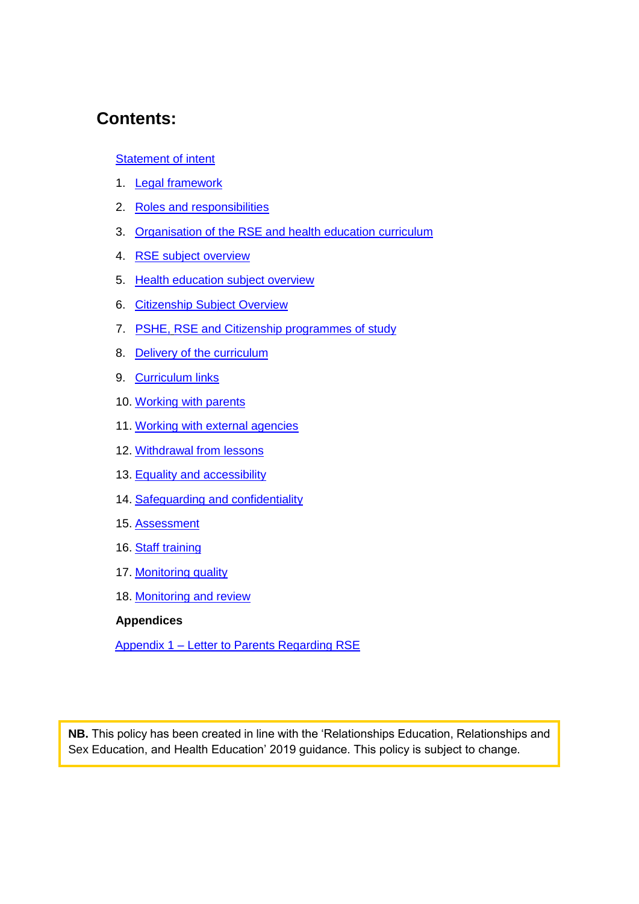# Contents:

Statement of intent

1. Legal framework
2. Roles and responsibilities
3. Organisation of the RSE and health education curriculum
4. RSE subject overview
5. Health education subject overview
6. Citizenship Subject Overview
7. PSHE, RSE and Citizenship programmes of study
8. Delivery of the curriculum
9. Curriculum links
10. Working with parents
11. Working with external agencies
12. Withdrawal from lessons
13. Equality and accessibility
14. Safeguarding and confidentiality
15. Assessment
16. Staff training
17. Monitoring quality
18. Monitoring and review

**Appendices**

Appendix 1 – Letter to Parents Regarding RSE

**NB.** This policy has been created in line with the 'Relationships Education, Relationships and Sex Education, and Health Education' 2019 guidance. This policy is subject to change.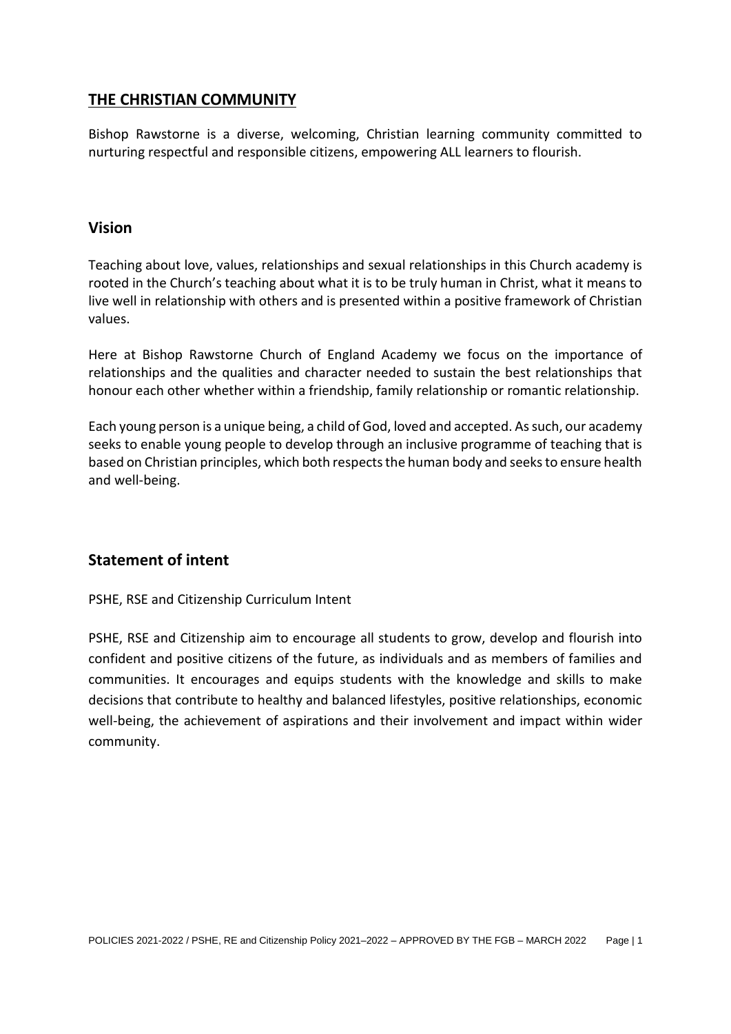## **THE CHRISTIAN COMMUNITY**

Bishop Rawstorne is a diverse, welcoming, Christian learning community committed to nurturing respectful and responsible citizens, empowering ALL learners to flourish.

## **Vision**

Teaching about love, values, relationships and sexual relationships in this Church academy is rooted in the Church's teaching about what it is to be truly human in Christ, what it means to live well in relationship with others and is presented within a positive framework of Christian values.

Here at Bishop Rawstorne Church of England Academy we focus on the importance of relationships and the qualities and character needed to sustain the best relationships that honour each other whether within a friendship, family relationship or romantic relationship.

Each young person is a unique being, a child of God, loved and accepted. As such, our academy seeks to enable young people to develop through an inclusive programme of teaching that is based on Christian principles, which both respects the human body and seeks to ensure health and well-being.

## **Statement of intent**

PSHE, RSE and Citizenship Curriculum Intent

PSHE, RSE and Citizenship aim to encourage all students to grow, develop and flourish into confident and positive citizens of the future, as individuals and as members of families and communities. It encourages and equips students with the knowledge and skills to make decisions that contribute to healthy and balanced lifestyles, positive relationships, economic well-being, the achievement of aspirations and their involvement and impact within wider community.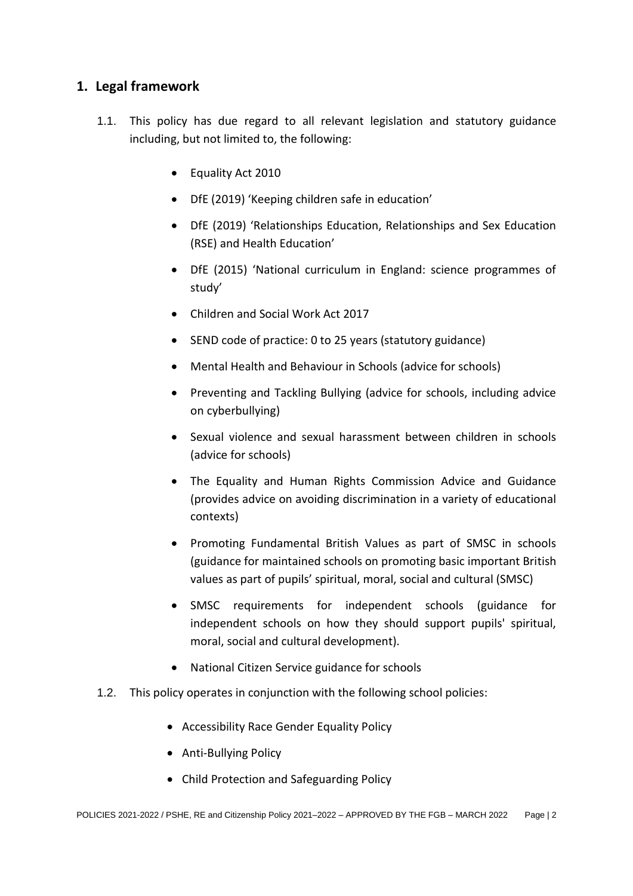## 1. Legal framework

1.1. This policy has due regard to all relevant legislation and statutory guidance including, but not limited to, the following:

- Equality Act 2010
- DfE (2019) 'Keeping children safe in education'
- DfE (2019) 'Relationships Education, Relationships and Sex Education (RSE) and Health Education'
- DfE (2015) 'National curriculum in England: science programmes of study'
- Children and Social Work Act 2017
- SEND code of practice: 0 to 25 years (statutory guidance)
- Mental Health and Behaviour in Schools (advice for schools)
- Preventing and Tackling Bullying (advice for schools, including advice on cyberbullying)
- Sexual violence and sexual harassment between children in schools (advice for schools)
- The Equality and Human Rights Commission Advice and Guidance (provides advice on avoiding discrimination in a variety of educational contexts)
- Promoting Fundamental British Values as part of SMSC in schools (guidance for maintained schools on promoting basic important British values as part of pupils' spiritual, moral, social and cultural (SMSC)
- SMSC requirements for independent schools (guidance for independent schools on how they should support pupils' spiritual, moral, social and cultural development).
- National Citizen Service guidance for schools

1.2. This policy operates in conjunction with the following school policies:

- Accessibility Race Gender Equality Policy
- Anti-Bullying Policy
- Child Protection and Safeguarding Policy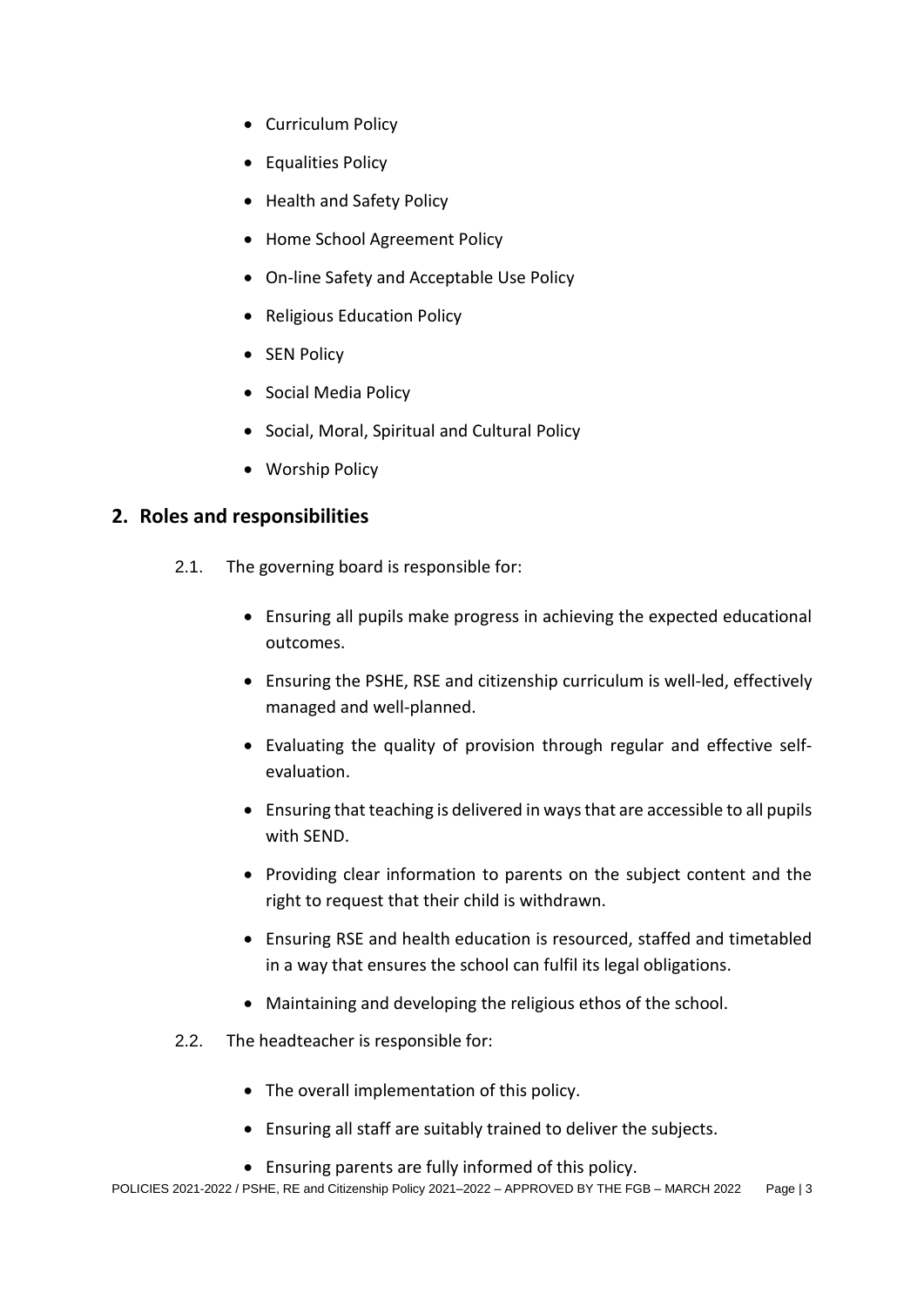- Curriculum Policy
- Equalities Policy
- Health and Safety Policy
- Home School Agreement Policy
- On-line Safety and Acceptable Use Policy
- Religious Education Policy
- SEN Policy
- Social Media Policy
- Social, Moral, Spiritual and Cultural Policy
- Worship Policy

## 2. Roles and responsibilities

2.1. The governing board is responsible for:

- Ensuring all pupils make progress in achieving the expected educational outcomes.
- Ensuring the PSHE, RSE and citizenship curriculum is well-led, effectively managed and well-planned.
- Evaluating the quality of provision through regular and effective self-evaluation.
- Ensuring that teaching is delivered in ways that are accessible to all pupils with SEND.
- Providing clear information to parents on the subject content and the right to request that their child is withdrawn.
- Ensuring RSE and health education is resourced, staffed and timetabled in a way that ensures the school can fulfil its legal obligations.
- Maintaining and developing the religious ethos of the school.

2.2. The headteacher is responsible for:

- The overall implementation of this policy.
- Ensuring all staff are suitably trained to deliver the subjects.
- Ensuring parents are fully informed of this policy.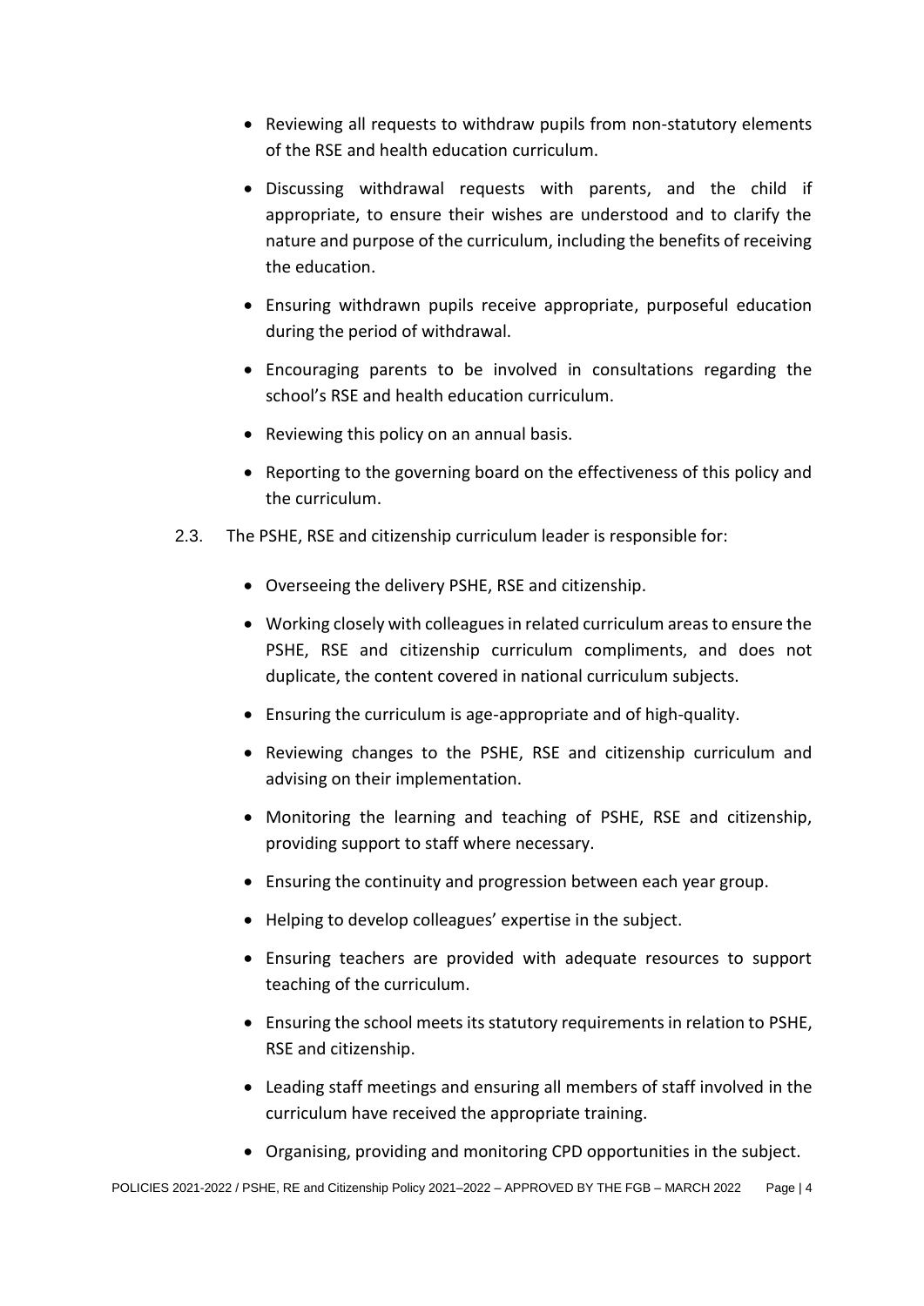- Reviewing all requests to withdraw pupils from non-statutory elements of the RSE and health education curriculum.
- Discussing withdrawal requests with parents, and the child if appropriate, to ensure their wishes are understood and to clarify the nature and purpose of the curriculum, including the benefits of receiving the education.
- Ensuring withdrawn pupils receive appropriate, purposeful education during the period of withdrawal.
- Encouraging parents to be involved in consultations regarding the school's RSE and health education curriculum.
- Reviewing this policy on an annual basis.
- Reporting to the governing board on the effectiveness of this policy and the curriculum.

2.3. The PSHE, RSE and citizenship curriculum leader is responsible for:

- Overseeing the delivery PSHE, RSE and citizenship.
- Working closely with colleagues in related curriculum areas to ensure the PSHE, RSE and citizenship curriculum compliments, and does not duplicate, the content covered in national curriculum subjects.
- Ensuring the curriculum is age-appropriate and of high-quality.
- Reviewing changes to the PSHE, RSE and citizenship curriculum and advising on their implementation.
- Monitoring the learning and teaching of PSHE, RSE and citizenship, providing support to staff where necessary.
- Ensuring the continuity and progression between each year group.
- Helping to develop colleagues' expertise in the subject.
- Ensuring teachers are provided with adequate resources to support teaching of the curriculum.
- Ensuring the school meets its statutory requirements in relation to PSHE, RSE and citizenship.
- Leading staff meetings and ensuring all members of staff involved in the curriculum have received the appropriate training.
- Organising, providing and monitoring CPD opportunities in the subject.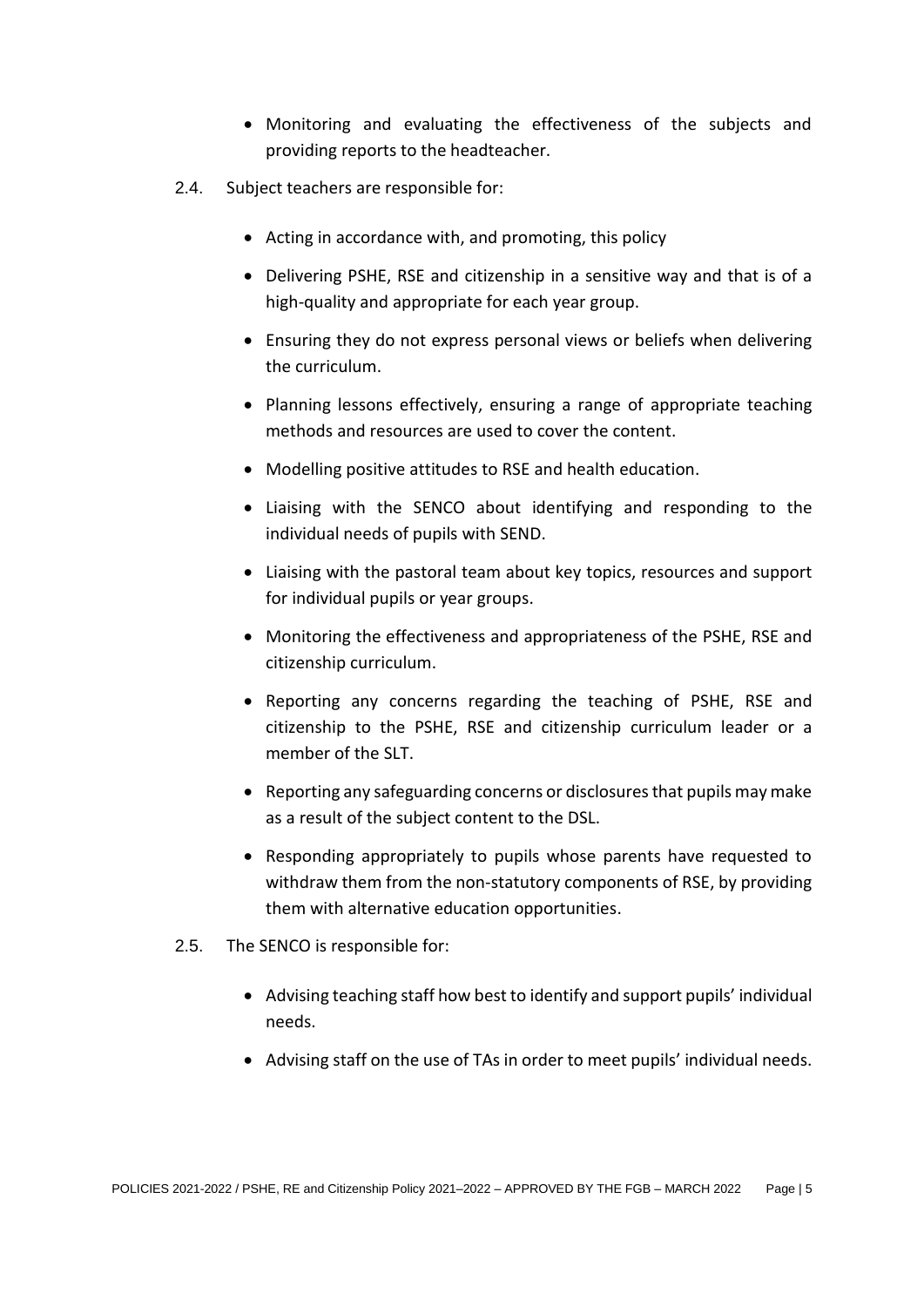- Monitoring and evaluating the effectiveness of the subjects and providing reports to the headteacher.

2.4. Subject teachers are responsible for:

- Acting in accordance with, and promoting, this policy
- Delivering PSHE, RSE and citizenship in a sensitive way and that is of a high-quality and appropriate for each year group.
- Ensuring they do not express personal views or beliefs when delivering the curriculum.
- Planning lessons effectively, ensuring a range of appropriate teaching methods and resources are used to cover the content.
- Modelling positive attitudes to RSE and health education.
- Liaising with the SENCO about identifying and responding to the individual needs of pupils with SEND.
- Liaising with the pastoral team about key topics, resources and support for individual pupils or year groups.
- Monitoring the effectiveness and appropriateness of the PSHE, RSE and citizenship curriculum.
- Reporting any concerns regarding the teaching of PSHE, RSE and citizenship to the PSHE, RSE and citizenship curriculum leader or a member of the SLT.
- Reporting any safeguarding concerns or disclosures that pupils may make as a result of the subject content to the DSL.
- Responding appropriately to pupils whose parents have requested to withdraw them from the non-statutory components of RSE, by providing them with alternative education opportunities.

2.5. The SENCO is responsible for:

- Advising teaching staff how best to identify and support pupils' individual needs.
- Advising staff on the use of TAs in order to meet pupils' individual needs.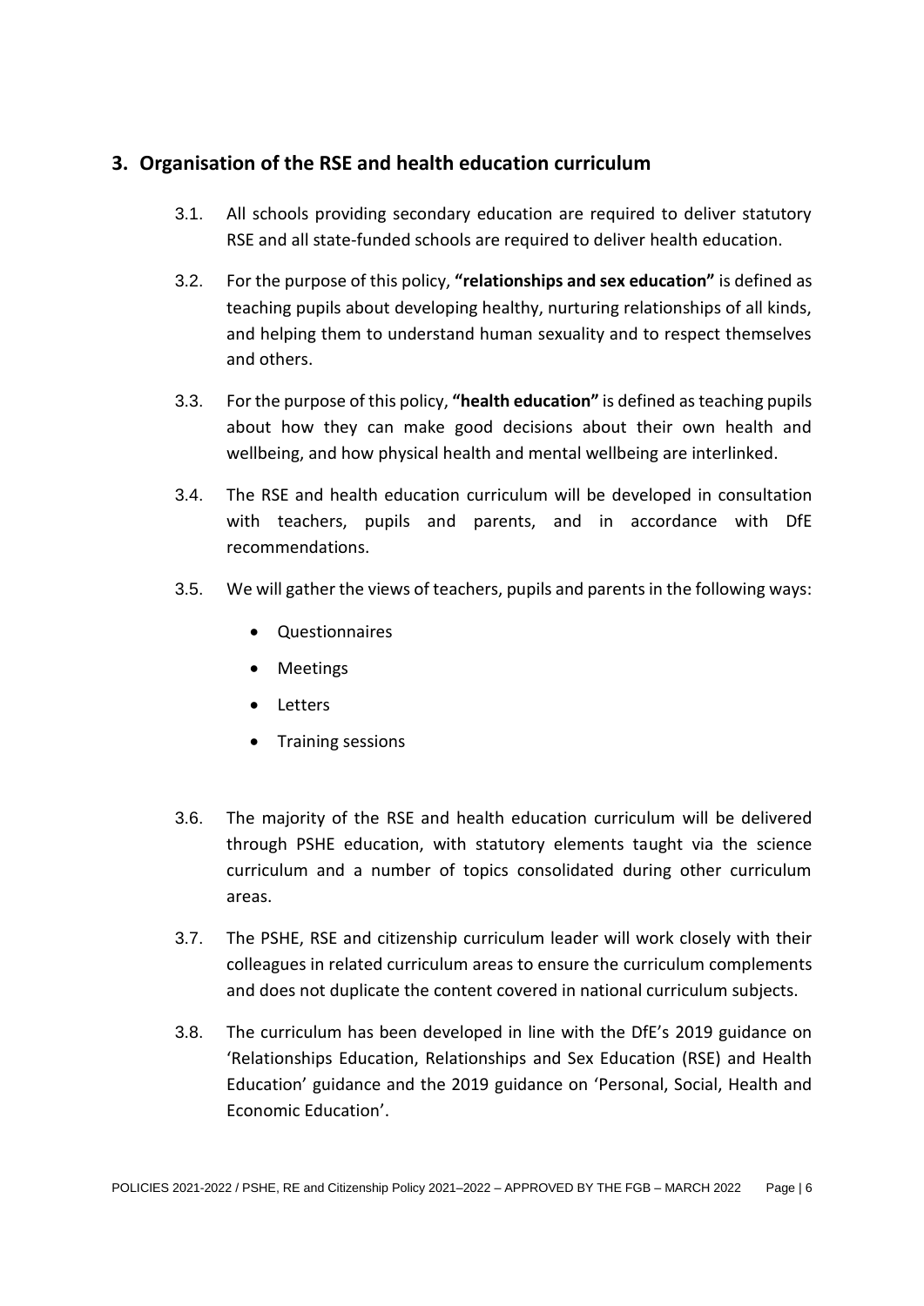## 3. Organisation of the RSE and health education curriculum

3.1. All schools providing secondary education are required to deliver statutory RSE and all state-funded schools are required to deliver health education.

3.2. For the purpose of this policy, **"relationships and sex education"** is defined as teaching pupils about developing healthy, nurturing relationships of all kinds, and helping them to understand human sexuality and to respect themselves and others.

3.3. For the purpose of this policy, **"health education"** is defined as teaching pupils about how they can make good decisions about their own health and wellbeing, and how physical health and mental wellbeing are interlinked.

3.4. The RSE and health education curriculum will be developed in consultation with teachers, pupils and parents, and in accordance with DfE recommendations.

3.5. We will gather the views of teachers, pupils and parents in the following ways:

- Questionnaires
- Meetings
- Letters
- Training sessions

3.6. The majority of the RSE and health education curriculum will be delivered through PSHE education, with statutory elements taught via the science curriculum and a number of topics consolidated during other curriculum areas.

3.7. The PSHE, RSE and citizenship curriculum leader will work closely with their colleagues in related curriculum areas to ensure the curriculum complements and does not duplicate the content covered in national curriculum subjects.

3.8. The curriculum has been developed in line with the DfE's 2019 guidance on 'Relationships Education, Relationships and Sex Education (RSE) and Health Education' guidance and the 2019 guidance on 'Personal, Social, Health and Economic Education'.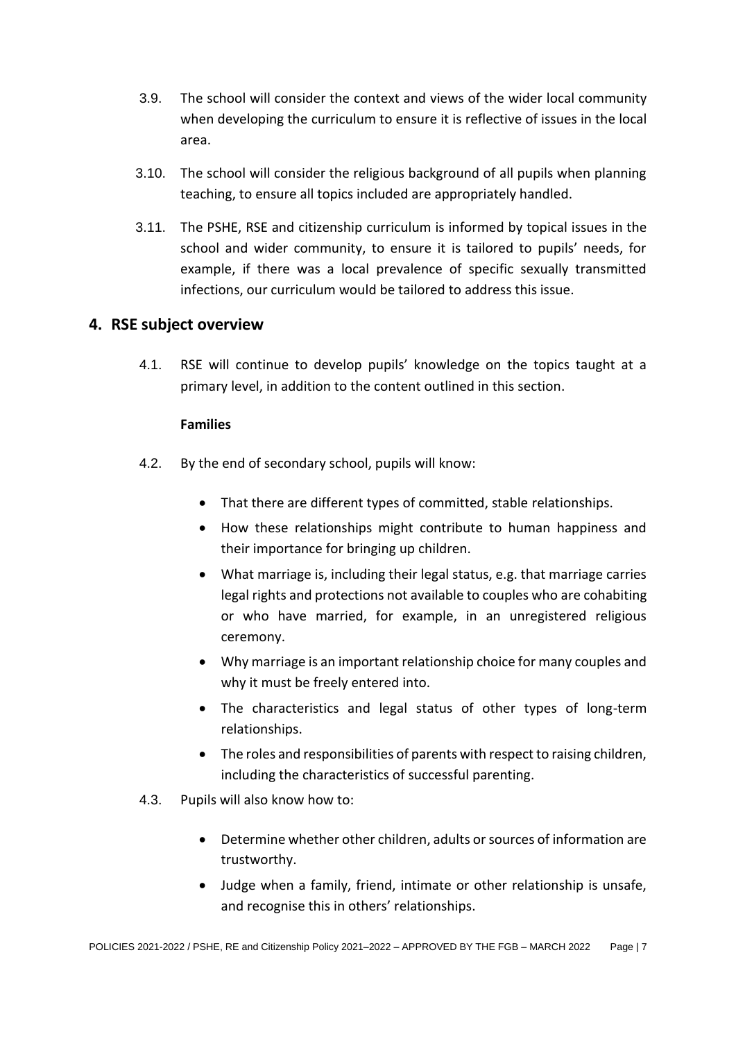3.9. The school will consider the context and views of the wider local community when developing the curriculum to ensure it is reflective of issues in the local area.

3.10. The school will consider the religious background of all pupils when planning teaching, to ensure all topics included are appropriately handled.

3.11. The PSHE, RSE and citizenship curriculum is informed by topical issues in the school and wider community, to ensure it is tailored to pupils' needs, for example, if there was a local prevalence of specific sexually transmitted infections, our curriculum would be tailored to address this issue.

## 4. RSE subject overview

4.1. RSE will continue to develop pupils' knowledge on the topics taught at a primary level, in addition to the content outlined in this section.

**Families**

4.2. By the end of secondary school, pupils will know:

- That there are different types of committed, stable relationships.
- How these relationships might contribute to human happiness and their importance for bringing up children.
- What marriage is, including their legal status, e.g. that marriage carries legal rights and protections not available to couples who are cohabiting or who have married, for example, in an unregistered religious ceremony.
- Why marriage is an important relationship choice for many couples and why it must be freely entered into.
- The characteristics and legal status of other types of long-term relationships.
- The roles and responsibilities of parents with respect to raising children, including the characteristics of successful parenting.

4.3. Pupils will also know how to:

- Determine whether other children, adults or sources of information are trustworthy.
- Judge when a family, friend, intimate or other relationship is unsafe, and recognise this in others' relationships.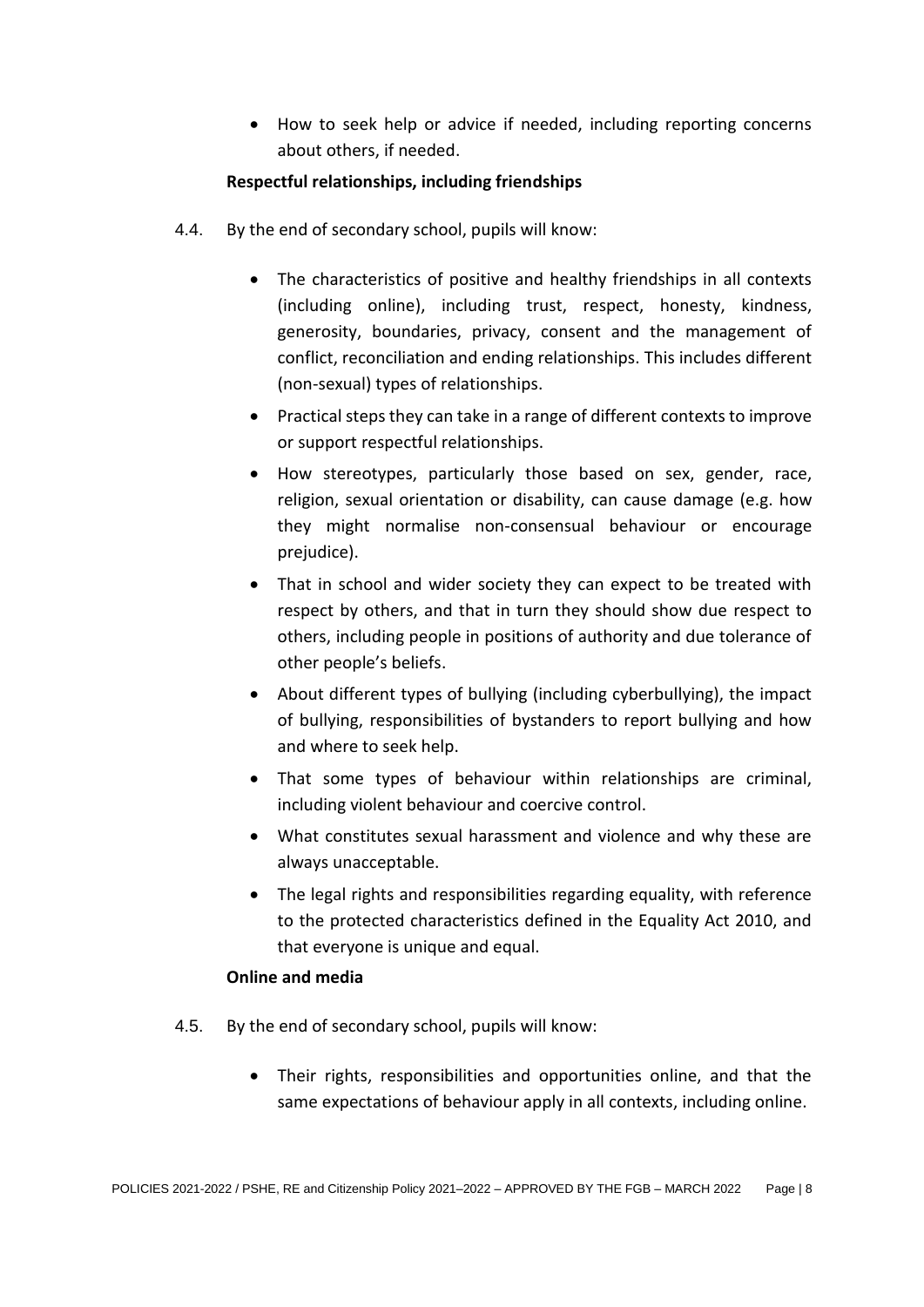- How to seek help or advice if needed, including reporting concerns about others, if needed.

**Respectful relationships, including friendships**

4.4. By the end of secondary school, pupils will know:

- The characteristics of positive and healthy friendships in all contexts (including online), including trust, respect, honesty, kindness, generosity, boundaries, privacy, consent and the management of conflict, reconciliation and ending relationships. This includes different (non-sexual) types of relationships.
- Practical steps they can take in a range of different contexts to improve or support respectful relationships.
- How stereotypes, particularly those based on sex, gender, race, religion, sexual orientation or disability, can cause damage (e.g. how they might normalise non-consensual behaviour or encourage prejudice).
- That in school and wider society they can expect to be treated with respect by others, and that in turn they should show due respect to others, including people in positions of authority and due tolerance of other people's beliefs.
- About different types of bullying (including cyberbullying), the impact of bullying, responsibilities of bystanders to report bullying and how and where to seek help.
- That some types of behaviour within relationships are criminal, including violent behaviour and coercive control.
- What constitutes sexual harassment and violence and why these are always unacceptable.
- The legal rights and responsibilities regarding equality, with reference to the protected characteristics defined in the Equality Act 2010, and that everyone is unique and equal.

**Online and media**

4.5. By the end of secondary school, pupils will know:

- Their rights, responsibilities and opportunities online, and that the same expectations of behaviour apply in all contexts, including online.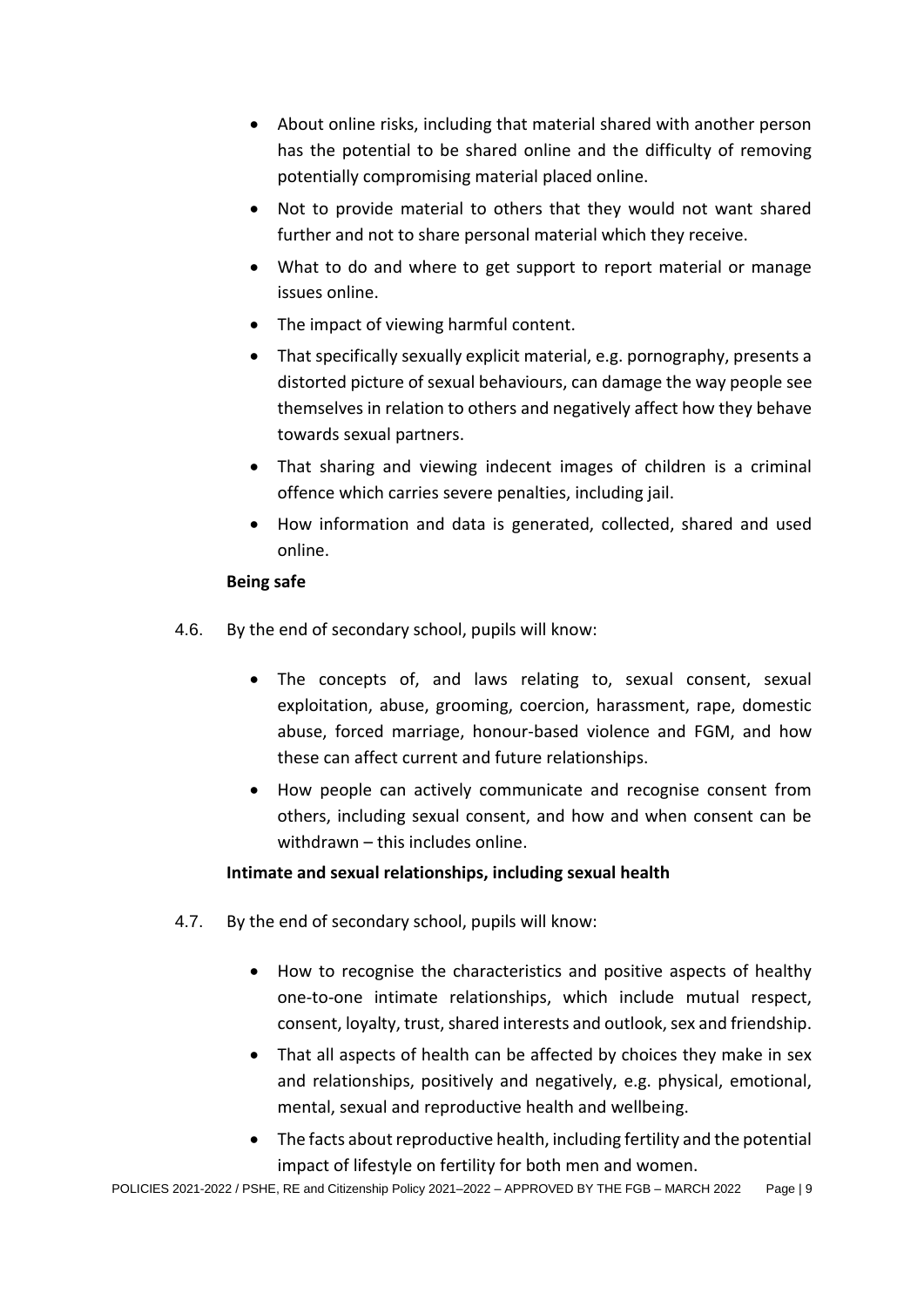- About online risks, including that material shared with another person has the potential to be shared online and the difficulty of removing potentially compromising material placed online.
- Not to provide material to others that they would not want shared further and not to share personal material which they receive.
- What to do and where to get support to report material or manage issues online.
- The impact of viewing harmful content.
- That specifically sexually explicit material, e.g. pornography, presents a distorted picture of sexual behaviours, can damage the way people see themselves in relation to others and negatively affect how they behave towards sexual partners.
- That sharing and viewing indecent images of children is a criminal offence which carries severe penalties, including jail.
- How information and data is generated, collected, shared and used online.

**Being safe**

4.6. By the end of secondary school, pupils will know:

- The concepts of, and laws relating to, sexual consent, sexual exploitation, abuse, grooming, coercion, harassment, rape, domestic abuse, forced marriage, honour-based violence and FGM, and how these can affect current and future relationships.
- How people can actively communicate and recognise consent from others, including sexual consent, and how and when consent can be withdrawn – this includes online.

**Intimate and sexual relationships, including sexual health**

4.7. By the end of secondary school, pupils will know:

- How to recognise the characteristics and positive aspects of healthy one-to-one intimate relationships, which include mutual respect, consent, loyalty, trust, shared interests and outlook, sex and friendship.
- That all aspects of health can be affected by choices they make in sex and relationships, positively and negatively, e.g. physical, emotional, mental, sexual and reproductive health and wellbeing.
- The facts about reproductive health, including fertility and the potential impact of lifestyle on fertility for both men and women.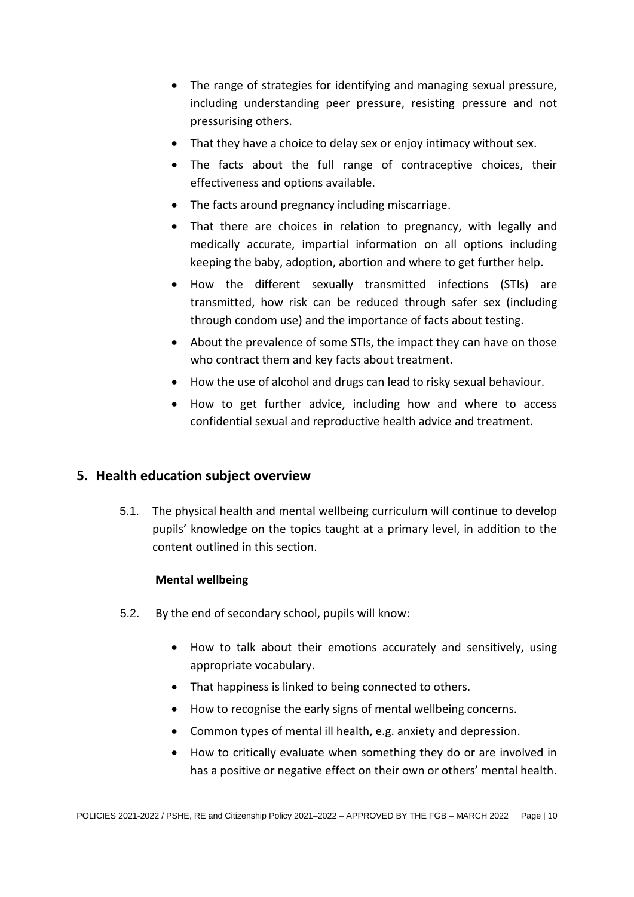- The range of strategies for identifying and managing sexual pressure, including understanding peer pressure, resisting pressure and not pressurising others.
- That they have a choice to delay sex or enjoy intimacy without sex.
- The facts about the full range of contraceptive choices, their effectiveness and options available.
- The facts around pregnancy including miscarriage.
- That there are choices in relation to pregnancy, with legally and medically accurate, impartial information on all options including keeping the baby, adoption, abortion and where to get further help.
- How the different sexually transmitted infections (STIs) are transmitted, how risk can be reduced through safer sex (including through condom use) and the importance of facts about testing.
- About the prevalence of some STIs, the impact they can have on those who contract them and key facts about treatment.
- How the use of alcohol and drugs can lead to risky sexual behaviour.
- How to get further advice, including how and where to access confidential sexual and reproductive health advice and treatment.

## 5. Health education subject overview

5.1. The physical health and mental wellbeing curriculum will continue to develop pupils' knowledge on the topics taught at a primary level, in addition to the content outlined in this section.

**Mental wellbeing**

5.2. By the end of secondary school, pupils will know:

- How to talk about their emotions accurately and sensitively, using appropriate vocabulary.
- That happiness is linked to being connected to others.
- How to recognise the early signs of mental wellbeing concerns.
- Common types of mental ill health, e.g. anxiety and depression.
- How to critically evaluate when something they do or are involved in has a positive or negative effect on their own or others' mental health.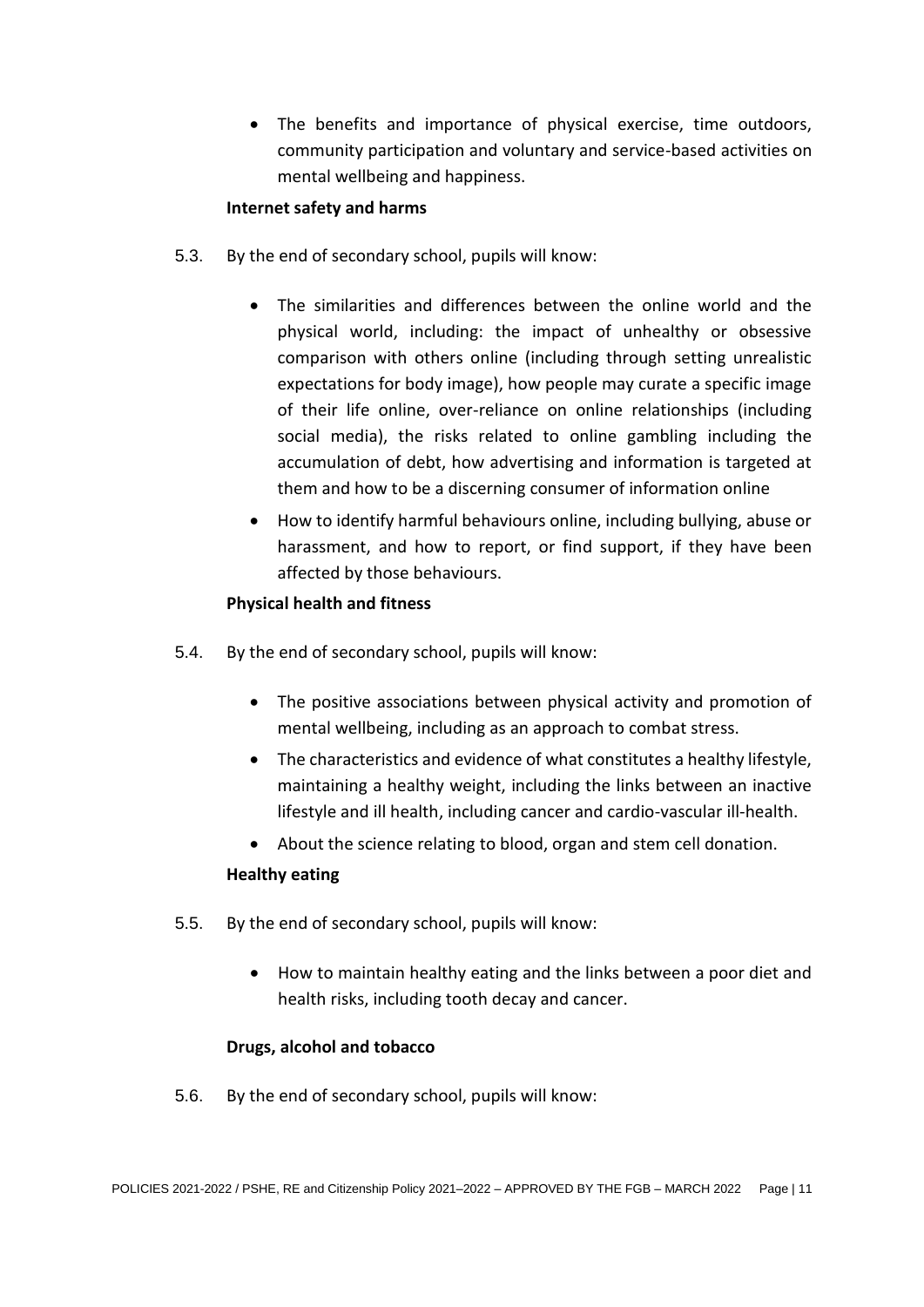- The benefits and importance of physical exercise, time outdoors, community participation and voluntary and service-based activities on mental wellbeing and happiness.

**Internet safety and harms**

5.3. By the end of secondary school, pupils will know:

- The similarities and differences between the online world and the physical world, including: the impact of unhealthy or obsessive comparison with others online (including through setting unrealistic expectations for body image), how people may curate a specific image of their life online, over-reliance on online relationships (including social media), the risks related to online gambling including the accumulation of debt, how advertising and information is targeted at them and how to be a discerning consumer of information online
- How to identify harmful behaviours online, including bullying, abuse or harassment, and how to report, or find support, if they have been affected by those behaviours.

**Physical health and fitness**

5.4. By the end of secondary school, pupils will know:

- The positive associations between physical activity and promotion of mental wellbeing, including as an approach to combat stress.
- The characteristics and evidence of what constitutes a healthy lifestyle, maintaining a healthy weight, including the links between an inactive lifestyle and ill health, including cancer and cardio-vascular ill-health.
- About the science relating to blood, organ and stem cell donation.

**Healthy eating**

5.5. By the end of secondary school, pupils will know:

- How to maintain healthy eating and the links between a poor diet and health risks, including tooth decay and cancer.

**Drugs, alcohol and tobacco**

5.6. By the end of secondary school, pupils will know: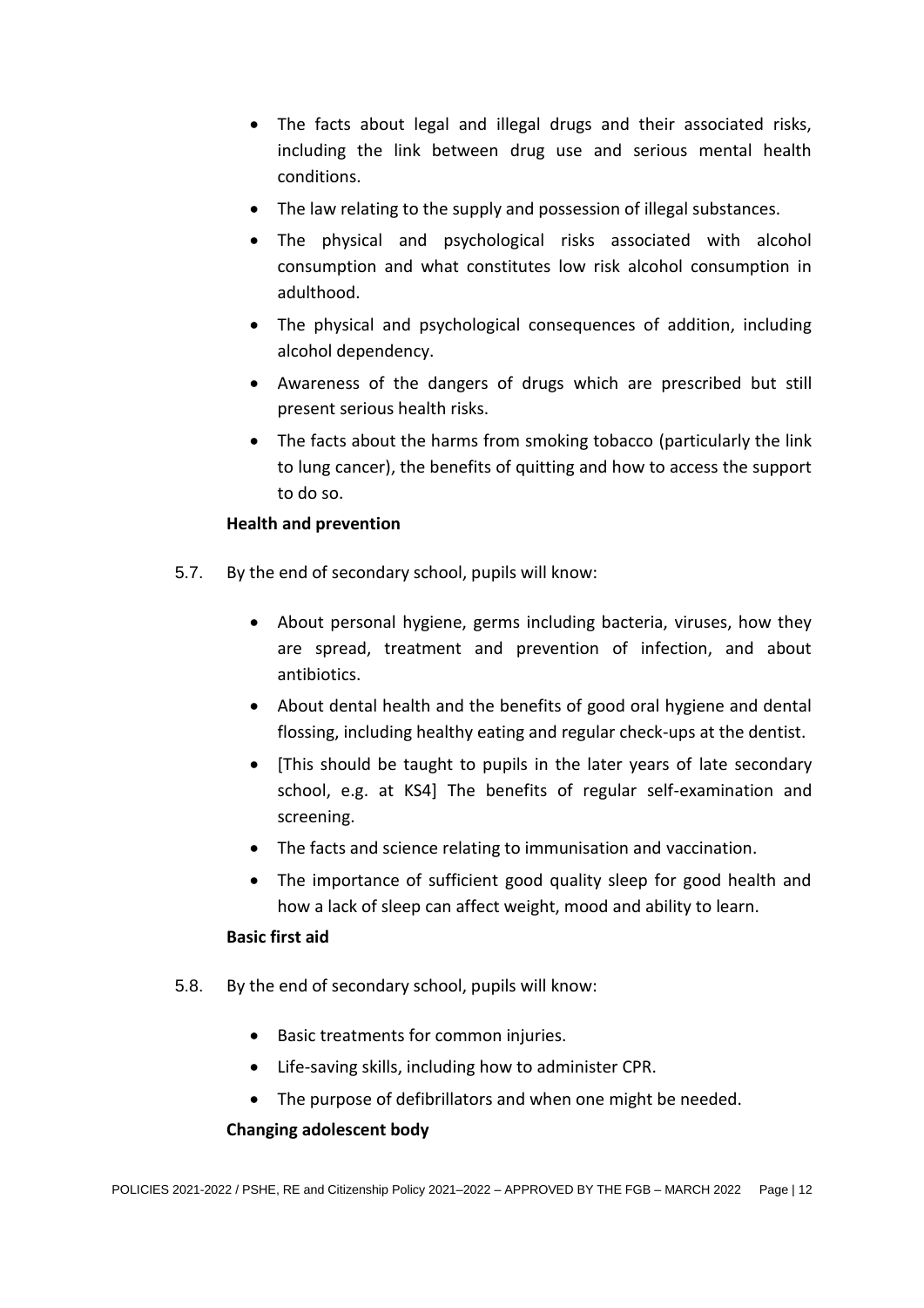- The facts about legal and illegal drugs and their associated risks, including the link between drug use and serious mental health conditions.
- The law relating to the supply and possession of illegal substances.
- The physical and psychological risks associated with alcohol consumption and what constitutes low risk alcohol consumption in adulthood.
- The physical and psychological consequences of addition, including alcohol dependency.
- Awareness of the dangers of drugs which are prescribed but still present serious health risks.
- The facts about the harms from smoking tobacco (particularly the link to lung cancer), the benefits of quitting and how to access the support to do so.

**Health and prevention**

5.7. By the end of secondary school, pupils will know:

- About personal hygiene, germs including bacteria, viruses, how they are spread, treatment and prevention of infection, and about antibiotics.
- About dental health and the benefits of good oral hygiene and dental flossing, including healthy eating and regular check-ups at the dentist.
- [This should be taught to pupils in the later years of late secondary school, e.g. at KS4] The benefits of regular self-examination and screening.
- The facts and science relating to immunisation and vaccination.
- The importance of sufficient good quality sleep for good health and how a lack of sleep can affect weight, mood and ability to learn.

**Basic first aid**

5.8. By the end of secondary school, pupils will know:

- Basic treatments for common injuries.
- Life-saving skills, including how to administer CPR.
- The purpose of defibrillators and when one might be needed.

**Changing adolescent body**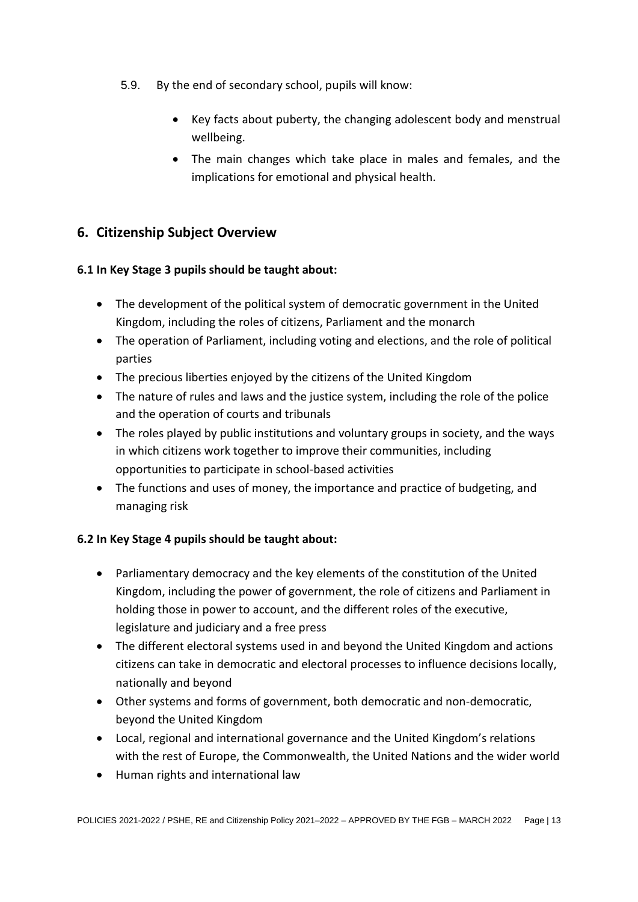5.9. By the end of secondary school, pupils will know:

- Key facts about puberty, the changing adolescent body and menstrual wellbeing.
- The main changes which take place in males and females, and the implications for emotional and physical health.

## 6. Citizenship Subject Overview

**6.1 In Key Stage 3 pupils should be taught about:**

- The development of the political system of democratic government in the United Kingdom, including the roles of citizens, Parliament and the monarch
- The operation of Parliament, including voting and elections, and the role of political parties
- The precious liberties enjoyed by the citizens of the United Kingdom
- The nature of rules and laws and the justice system, including the role of the police and the operation of courts and tribunals
- The roles played by public institutions and voluntary groups in society, and the ways in which citizens work together to improve their communities, including opportunities to participate in school-based activities
- The functions and uses of money, the importance and practice of budgeting, and managing risk

**6.2 In Key Stage 4 pupils should be taught about:**

- Parliamentary democracy and the key elements of the constitution of the United Kingdom, including the power of government, the role of citizens and Parliament in holding those in power to account, and the different roles of the executive, legislature and judiciary and a free press
- The different electoral systems used in and beyond the United Kingdom and actions citizens can take in democratic and electoral processes to influence decisions locally, nationally and beyond
- Other systems and forms of government, both democratic and non-democratic, beyond the United Kingdom
- Local, regional and international governance and the United Kingdom's relations with the rest of Europe, the Commonwealth, the United Nations and the wider world
- Human rights and international law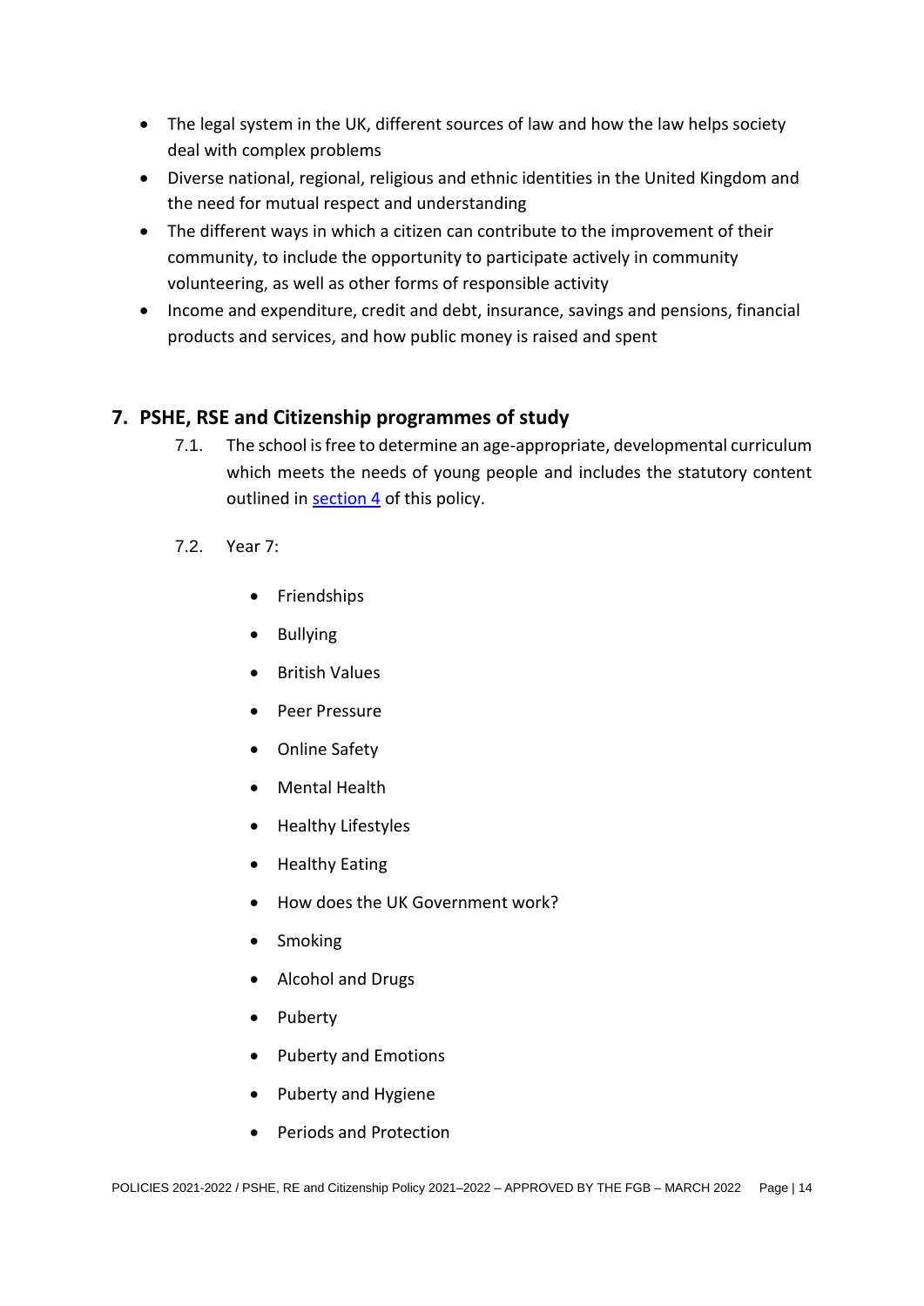- The legal system in the UK, different sources of law and how the law helps society deal with complex problems
- Diverse national, regional, religious and ethnic identities in the United Kingdom and the need for mutual respect and understanding
- The different ways in which a citizen can contribute to the improvement of their community, to include the opportunity to participate actively in community volunteering, as well as other forms of responsible activity
- Income and expenditure, credit and debt, insurance, savings and pensions, financial products and services, and how public money is raised and spent

## 7. PSHE, RSE and Citizenship programmes of study

7.1. The school is free to determine an age-appropriate, developmental curriculum which meets the needs of young people and includes the statutory content outlined in [section 4](#) of this policy.

7.2. Year 7:

- Friendships
- Bullying
- British Values
- Peer Pressure
- Online Safety
- Mental Health
- Healthy Lifestyles
- Healthy Eating
- How does the UK Government work?
- Smoking
- Alcohol and Drugs
- Puberty
- Puberty and Emotions
- Puberty and Hygiene
- Periods and Protection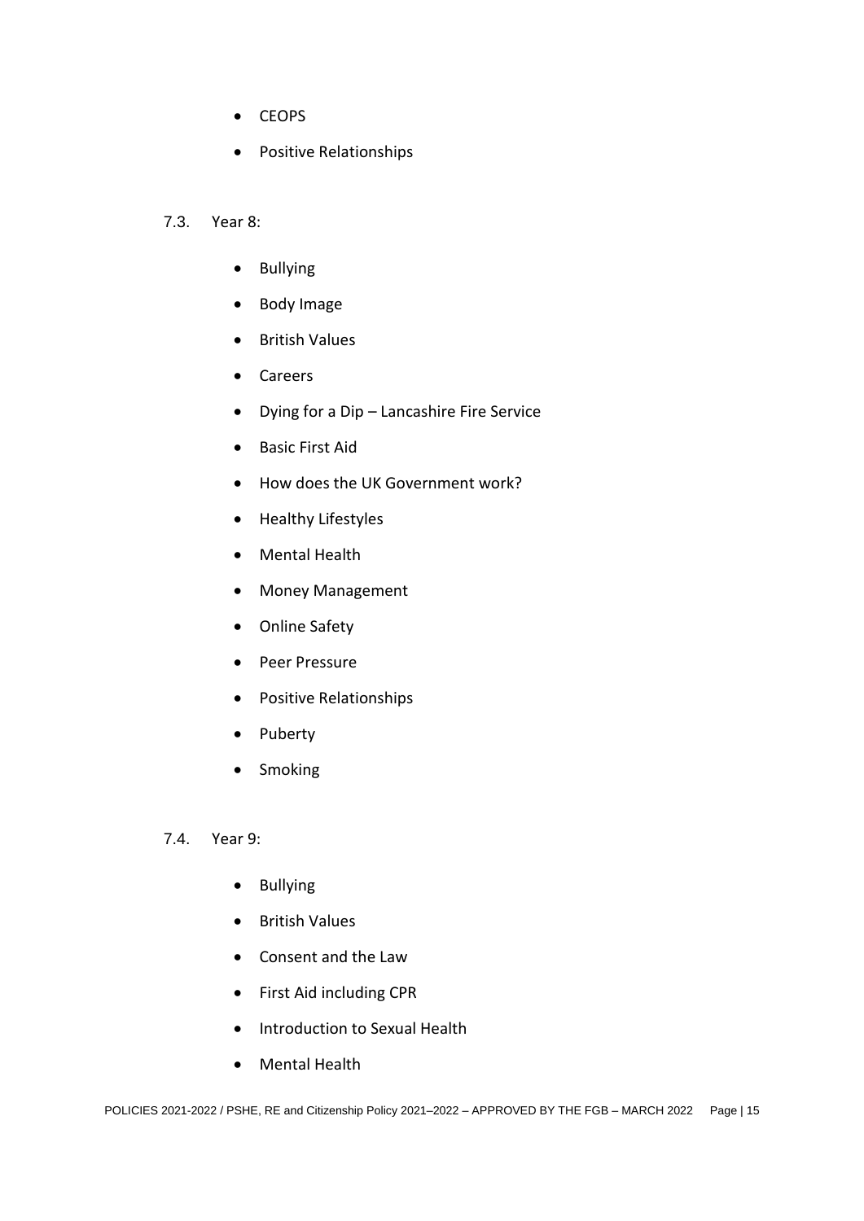- CEOPS
- Positive Relationships

7.3. Year 8:

- Bullying
- Body Image
- British Values
- Careers
- Dying for a Dip – Lancashire Fire Service
- Basic First Aid
- How does the UK Government work?
- Healthy Lifestyles
- Mental Health
- Money Management
- Online Safety
- Peer Pressure
- Positive Relationships
- Puberty
- Smoking

7.4. Year 9:

- Bullying
- British Values
- Consent and the Law
- First Aid including CPR
- Introduction to Sexual Health
- Mental Health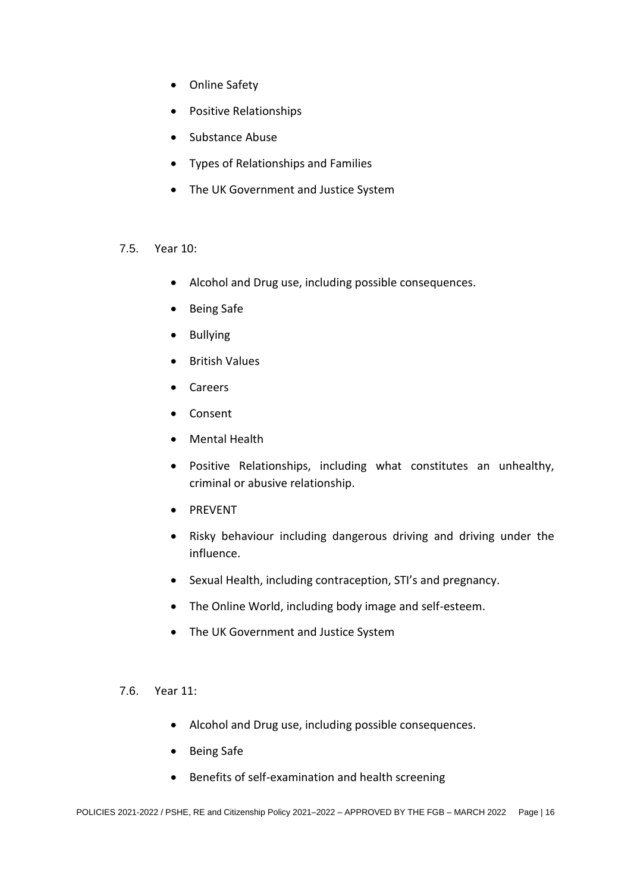- Online Safety
- Positive Relationships
- Substance Abuse
- Types of Relationships and Families
- The UK Government and Justice System

7.5. Year 10:

- Alcohol and Drug use, including possible consequences.
- Being Safe
- Bullying
- British Values
- Careers
- Consent
- Mental Health
- Positive Relationships, including what constitutes an unhealthy, criminal or abusive relationship.
- PREVENT
- Risky behaviour including dangerous driving and driving under the influence.
- Sexual Health, including contraception, STI's and pregnancy.
- The Online World, including body image and self-esteem.
- The UK Government and Justice System

7.6. Year 11:

- Alcohol and Drug use, including possible consequences.
- Being Safe
- Benefits of self-examination and health screening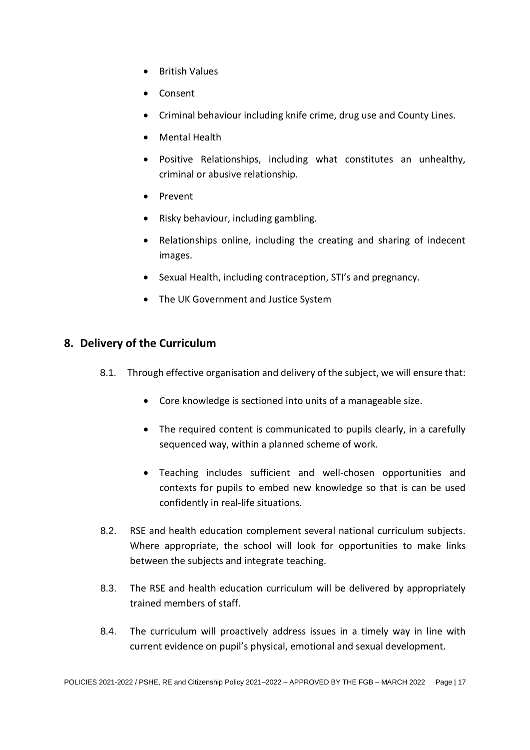- British Values
- Consent
- Criminal behaviour including knife crime, drug use and County Lines.
- Mental Health
- Positive Relationships, including what constitutes an unhealthy, criminal or abusive relationship.
- Prevent
- Risky behaviour, including gambling.
- Relationships online, including the creating and sharing of indecent images.
- Sexual Health, including contraception, STI's and pregnancy.
- The UK Government and Justice System

## 8. Delivery of the Curriculum

8.1. Through effective organisation and delivery of the subject, we will ensure that:

- Core knowledge is sectioned into units of a manageable size.
- The required content is communicated to pupils clearly, in a carefully sequenced way, within a planned scheme of work.
- Teaching includes sufficient and well-chosen opportunities and contexts for pupils to embed new knowledge so that is can be used confidently in real-life situations.

8.2. RSE and health education complement several national curriculum subjects. Where appropriate, the school will look for opportunities to make links between the subjects and integrate teaching.

8.3. The RSE and health education curriculum will be delivered by appropriately trained members of staff.

8.4. The curriculum will proactively address issues in a timely way in line with current evidence on pupil's physical, emotional and sexual development.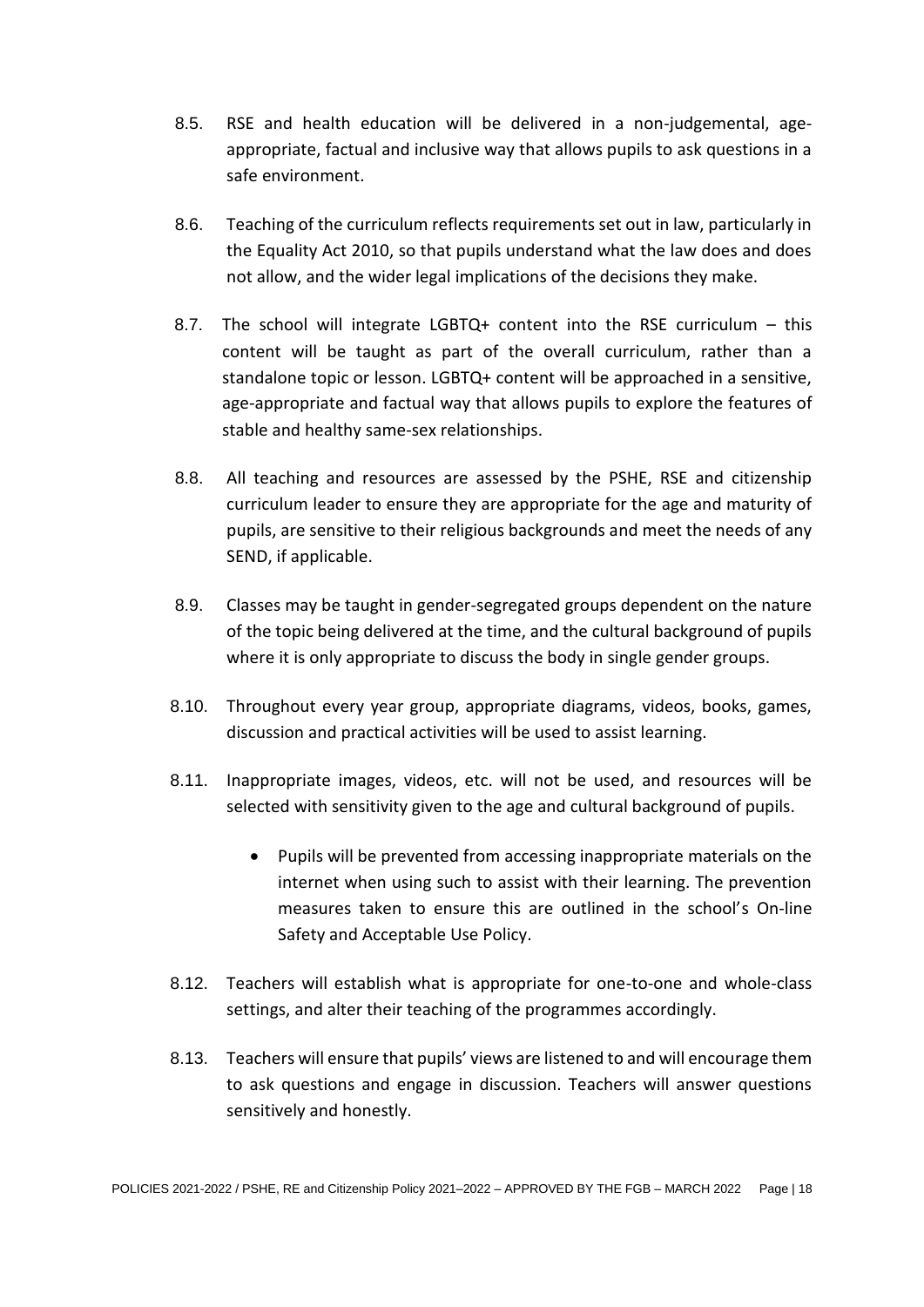8.5. RSE and health education will be delivered in a non-judgemental, age-appropriate, factual and inclusive way that allows pupils to ask questions in a safe environment.

8.6. Teaching of the curriculum reflects requirements set out in law, particularly in the Equality Act 2010, so that pupils understand what the law does and does not allow, and the wider legal implications of the decisions they make.

8.7. The school will integrate LGBTQ+ content into the RSE curriculum – this content will be taught as part of the overall curriculum, rather than a standalone topic or lesson. LGBTQ+ content will be approached in a sensitive, age-appropriate and factual way that allows pupils to explore the features of stable and healthy same-sex relationships.

8.8. All teaching and resources are assessed by the PSHE, RSE and citizenship curriculum leader to ensure they are appropriate for the age and maturity of pupils, are sensitive to their religious backgrounds and meet the needs of any SEND, if applicable.

8.9. Classes may be taught in gender-segregated groups dependent on the nature of the topic being delivered at the time, and the cultural background of pupils where it is only appropriate to discuss the body in single gender groups.

8.10. Throughout every year group, appropriate diagrams, videos, books, games, discussion and practical activities will be used to assist learning.

8.11. Inappropriate images, videos, etc. will not be used, and resources will be selected with sensitivity given to the age and cultural background of pupils.

- Pupils will be prevented from accessing inappropriate materials on the internet when using such to assist with their learning. The prevention measures taken to ensure this are outlined in the school's On-line Safety and Acceptable Use Policy.

8.12. Teachers will establish what is appropriate for one-to-one and whole-class settings, and alter their teaching of the programmes accordingly.

8.13. Teachers will ensure that pupils' views are listened to and will encourage them to ask questions and engage in discussion. Teachers will answer questions sensitively and honestly.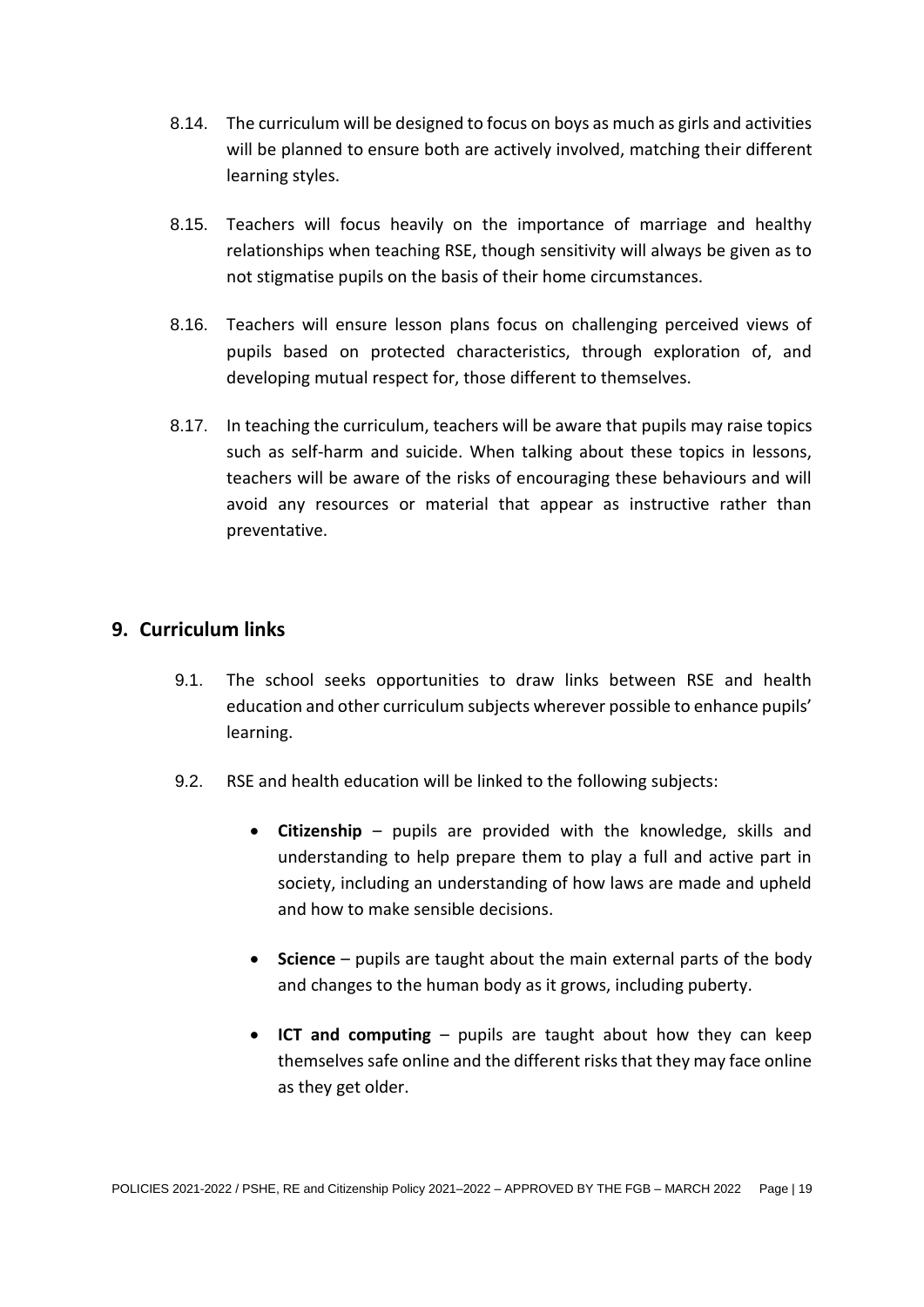8.14. The curriculum will be designed to focus on boys as much as girls and activities will be planned to ensure both are actively involved, matching their different learning styles.

8.15. Teachers will focus heavily on the importance of marriage and healthy relationships when teaching RSE, though sensitivity will always be given as to not stigmatise pupils on the basis of their home circumstances.

8.16. Teachers will ensure lesson plans focus on challenging perceived views of pupils based on protected characteristics, through exploration of, and developing mutual respect for, those different to themselves.

8.17. In teaching the curriculum, teachers will be aware that pupils may raise topics such as self-harm and suicide. When talking about these topics in lessons, teachers will be aware of the risks of encouraging these behaviours and will avoid any resources or material that appear as instructive rather than preventative.

## 9. Curriculum links

9.1. The school seeks opportunities to draw links between RSE and health education and other curriculum subjects wherever possible to enhance pupils' learning.

9.2. RSE and health education will be linked to the following subjects:

- **Citizenship** – pupils are provided with the knowledge, skills and understanding to help prepare them to play a full and active part in society, including an understanding of how laws are made and upheld and how to make sensible decisions.
- **Science** – pupils are taught about the main external parts of the body and changes to the human body as it grows, including puberty.
- **ICT and computing** – pupils are taught about how they can keep themselves safe online and the different risks that they may face online as they get older.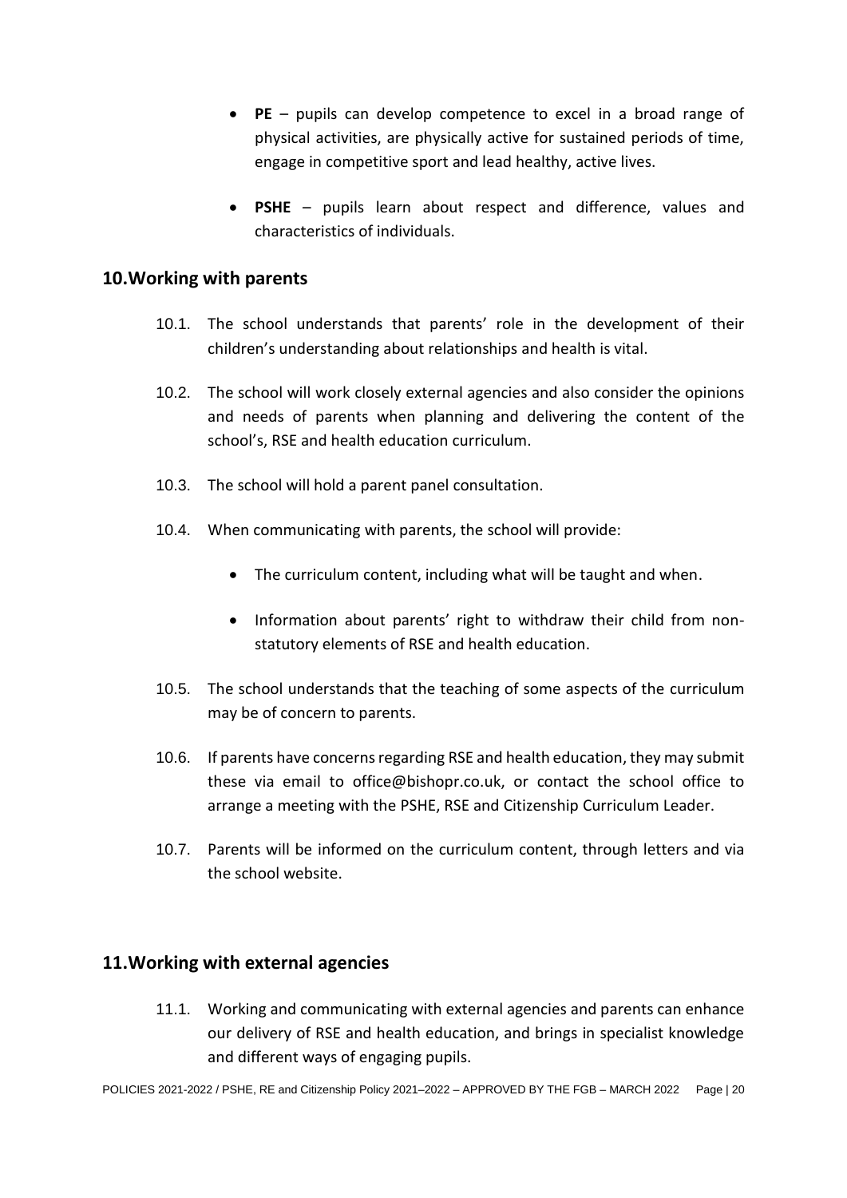- **PE** – pupils can develop competence to excel in a broad range of physical activities, are physically active for sustained periods of time, engage in competitive sport and lead healthy, active lives.
- **PSHE** – pupils learn about respect and difference, values and characteristics of individuals.

## 10. Working with parents

10.1. The school understands that parents' role in the development of their children's understanding about relationships and health is vital.

10.2. The school will work closely external agencies and also consider the opinions and needs of parents when planning and delivering the content of the school's, RSE and health education curriculum.

10.3. The school will hold a parent panel consultation.

10.4. When communicating with parents, the school will provide:

- The curriculum content, including what will be taught and when.
- Information about parents' right to withdraw their child from non-statutory elements of RSE and health education.

10.5. The school understands that the teaching of some aspects of the curriculum may be of concern to parents.

10.6. If parents have concerns regarding RSE and health education, they may submit these via email to office@bishopr.co.uk, or contact the school office to arrange a meeting with the PSHE, RSE and Citizenship Curriculum Leader.

10.7. Parents will be informed on the curriculum content, through letters and via the school website.

## 11. Working with external agencies

11.1. Working and communicating with external agencies and parents can enhance our delivery of RSE and health education, and brings in specialist knowledge and different ways of engaging pupils.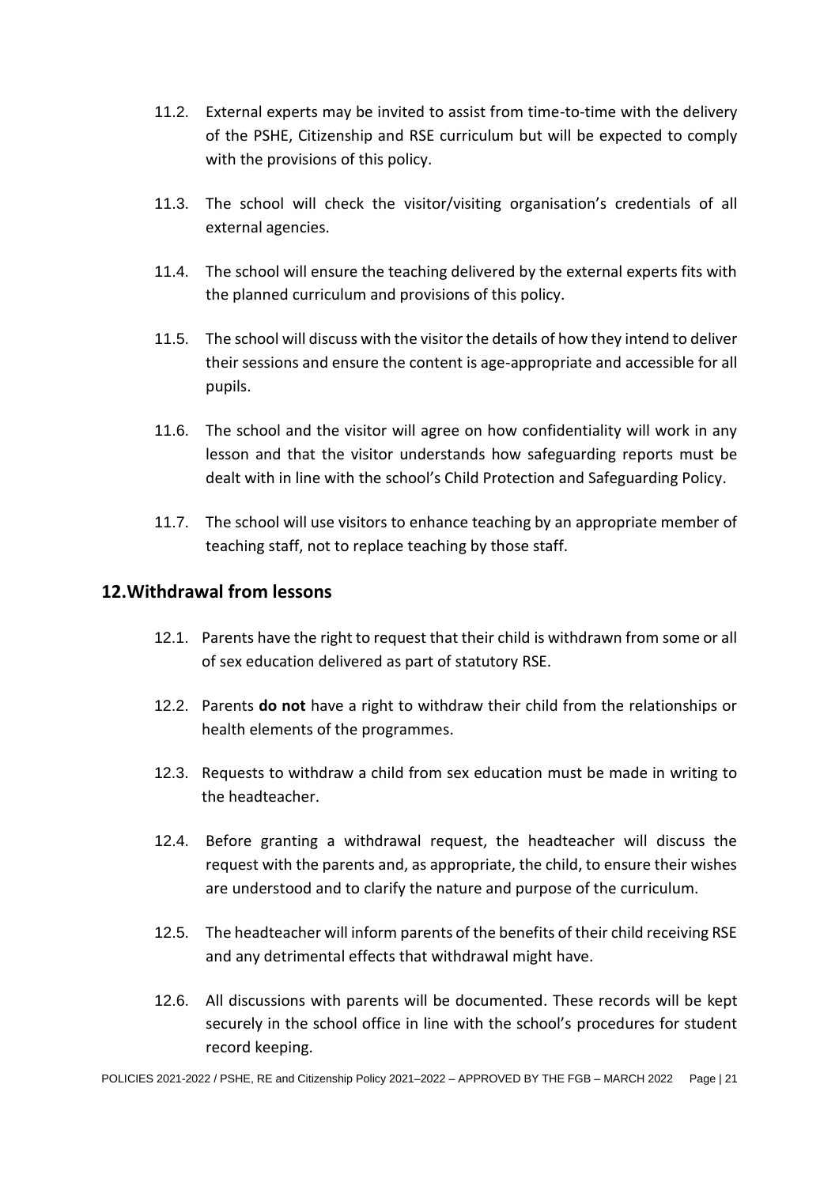11.2. External experts may be invited to assist from time-to-time with the delivery of the PSHE, Citizenship and RSE curriculum but will be expected to comply with the provisions of this policy.

11.3. The school will check the visitor/visiting organisation's credentials of all external agencies.

11.4. The school will ensure the teaching delivered by the external experts fits with the planned curriculum and provisions of this policy.

11.5. The school will discuss with the visitor the details of how they intend to deliver their sessions and ensure the content is age-appropriate and accessible for all pupils.

11.6. The school and the visitor will agree on how confidentiality will work in any lesson and that the visitor understands how safeguarding reports must be dealt with in line with the school's Child Protection and Safeguarding Policy.

11.7. The school will use visitors to enhance teaching by an appropriate member of teaching staff, not to replace teaching by those staff.

## 12. Withdrawal from lessons

12.1. Parents have the right to request that their child is withdrawn from some or all of sex education delivered as part of statutory RSE.

12.2. Parents **do not** have a right to withdraw their child from the relationships or health elements of the programmes.

12.3. Requests to withdraw a child from sex education must be made in writing to the headteacher.

12.4. Before granting a withdrawal request, the headteacher will discuss the request with the parents and, as appropriate, the child, to ensure their wishes are understood and to clarify the nature and purpose of the curriculum.

12.5. The headteacher will inform parents of the benefits of their child receiving RSE and any detrimental effects that withdrawal might have.

12.6. All discussions with parents will be documented. These records will be kept securely in the school office in line with the school's procedures for student record keeping.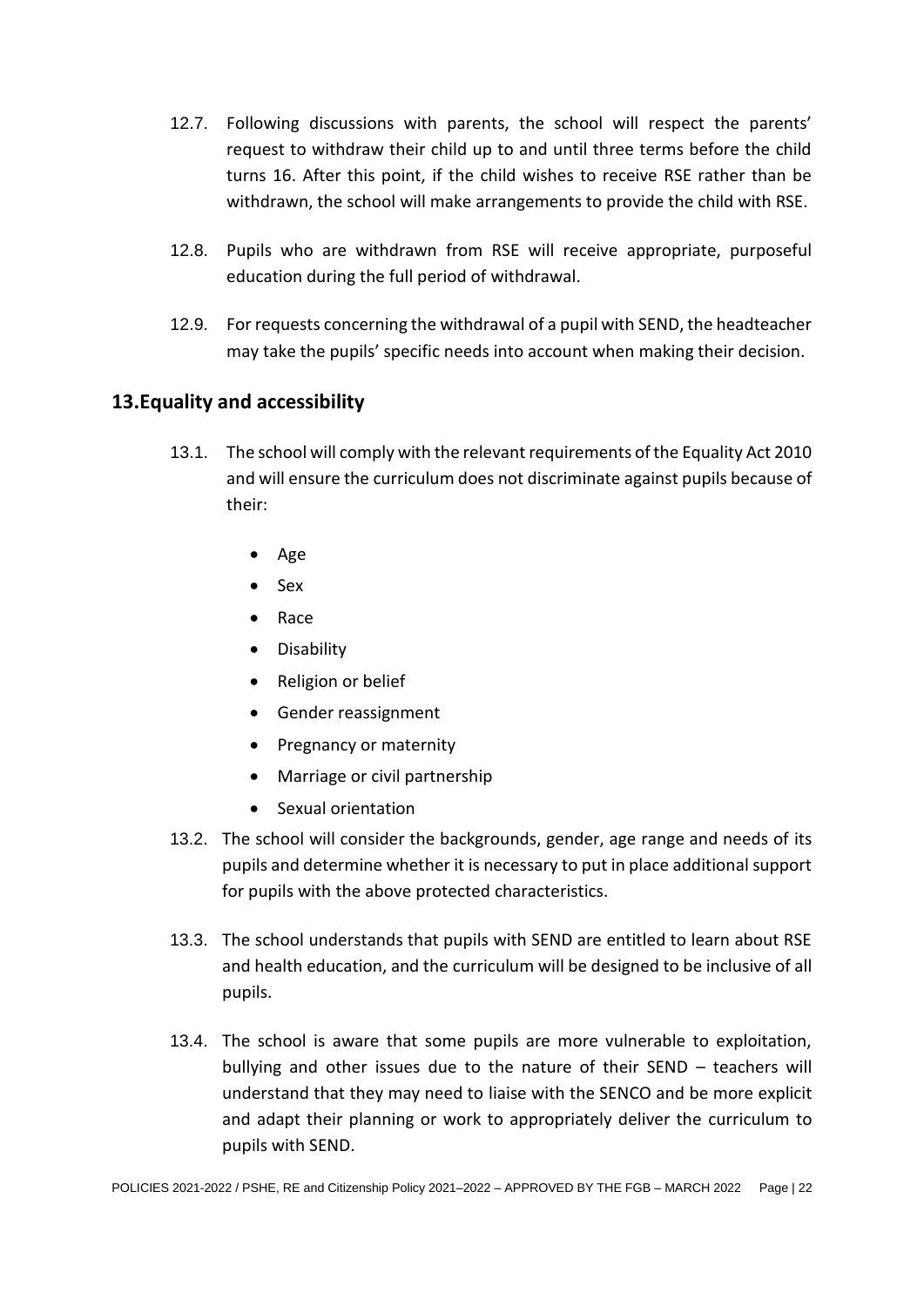12.7. Following discussions with parents, the school will respect the parents' request to withdraw their child up to and until three terms before the child turns 16. After this point, if the child wishes to receive RSE rather than be withdrawn, the school will make arrangements to provide the child with RSE.

12.8. Pupils who are withdrawn from RSE will receive appropriate, purposeful education during the full period of withdrawal.

12.9. For requests concerning the withdrawal of a pupil with SEND, the headteacher may take the pupils' specific needs into account when making their decision.

## 13. Equality and accessibility

13.1. The school will comply with the relevant requirements of the Equality Act 2010 and will ensure the curriculum does not discriminate against pupils because of their:

- Age
- Sex
- Race
- Disability
- Religion or belief
- Gender reassignment
- Pregnancy or maternity
- Marriage or civil partnership
- Sexual orientation

13.2. The school will consider the backgrounds, gender, age range and needs of its pupils and determine whether it is necessary to put in place additional support for pupils with the above protected characteristics.

13.3. The school understands that pupils with SEND are entitled to learn about RSE and health education, and the curriculum will be designed to be inclusive of all pupils.

13.4. The school is aware that some pupils are more vulnerable to exploitation, bullying and other issues due to the nature of their SEND – teachers will understand that they may need to liaise with the SENCO and be more explicit and adapt their planning or work to appropriately deliver the curriculum to pupils with SEND.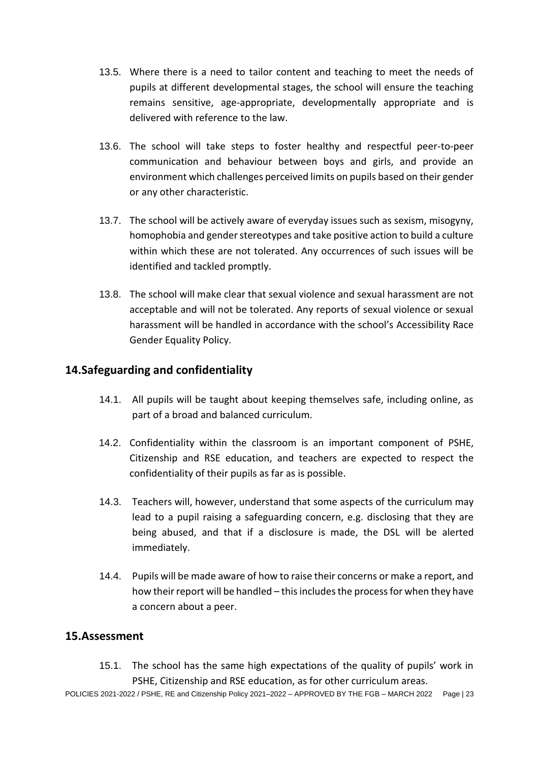13.5. Where there is a need to tailor content and teaching to meet the needs of pupils at different developmental stages, the school will ensure the teaching remains sensitive, age-appropriate, developmentally appropriate and is delivered with reference to the law.

13.6. The school will take steps to foster healthy and respectful peer-to-peer communication and behaviour between boys and girls, and provide an environment which challenges perceived limits on pupils based on their gender or any other characteristic.

13.7. The school will be actively aware of everyday issues such as sexism, misogyny, homophobia and gender stereotypes and take positive action to build a culture within which these are not tolerated. Any occurrences of such issues will be identified and tackled promptly.

13.8. The school will make clear that sexual violence and sexual harassment are not acceptable and will not be tolerated. Any reports of sexual violence or sexual harassment will be handled in accordance with the school's Accessibility Race Gender Equality Policy.

## 14. Safeguarding and confidentiality

14.1. All pupils will be taught about keeping themselves safe, including online, as part of a broad and balanced curriculum.

14.2. Confidentiality within the classroom is an important component of PSHE, Citizenship and RSE education, and teachers are expected to respect the confidentiality of their pupils as far as is possible.

14.3. Teachers will, however, understand that some aspects of the curriculum may lead to a pupil raising a safeguarding concern, e.g. disclosing that they are being abused, and that if a disclosure is made, the DSL will be alerted immediately.

14.4. Pupils will be made aware of how to raise their concerns or make a report, and how their report will be handled – this includes the process for when they have a concern about a peer.

## 15. Assessment

15.1. The school has the same high expectations of the quality of pupils' work in PSHE, Citizenship and RSE education, as for other curriculum areas.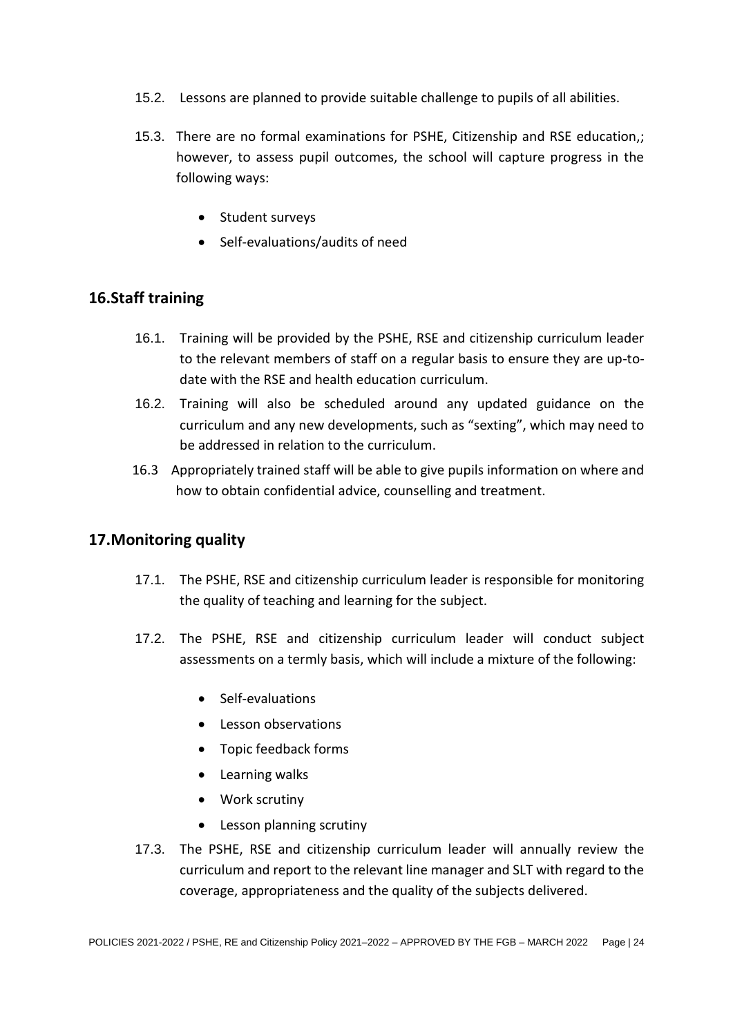15.2. Lessons are planned to provide suitable challenge to pupils of all abilities.

15.3. There are no formal examinations for PSHE, Citizenship and RSE education,; however, to assess pupil outcomes, the school will capture progress in the following ways:

- Student surveys
- Self-evaluations/audits of need

## 16.Staff training

16.1. Training will be provided by the PSHE, RSE and citizenship curriculum leader to the relevant members of staff on a regular basis to ensure they are up-to-date with the RSE and health education curriculum.

16.2. Training will also be scheduled around any updated guidance on the curriculum and any new developments, such as "sexting", which may need to be addressed in relation to the curriculum.

16.3 Appropriately trained staff will be able to give pupils information on where and how to obtain confidential advice, counselling and treatment.

## 17.Monitoring quality

17.1. The PSHE, RSE and citizenship curriculum leader is responsible for monitoring the quality of teaching and learning for the subject.

17.2. The PSHE, RSE and citizenship curriculum leader will conduct subject assessments on a termly basis, which will include a mixture of the following:

- Self-evaluations
- Lesson observations
- Topic feedback forms
- Learning walks
- Work scrutiny
- Lesson planning scrutiny

17.3. The PSHE, RSE and citizenship curriculum leader will annually review the curriculum and report to the relevant line manager and SLT with regard to the coverage, appropriateness and the quality of the subjects delivered.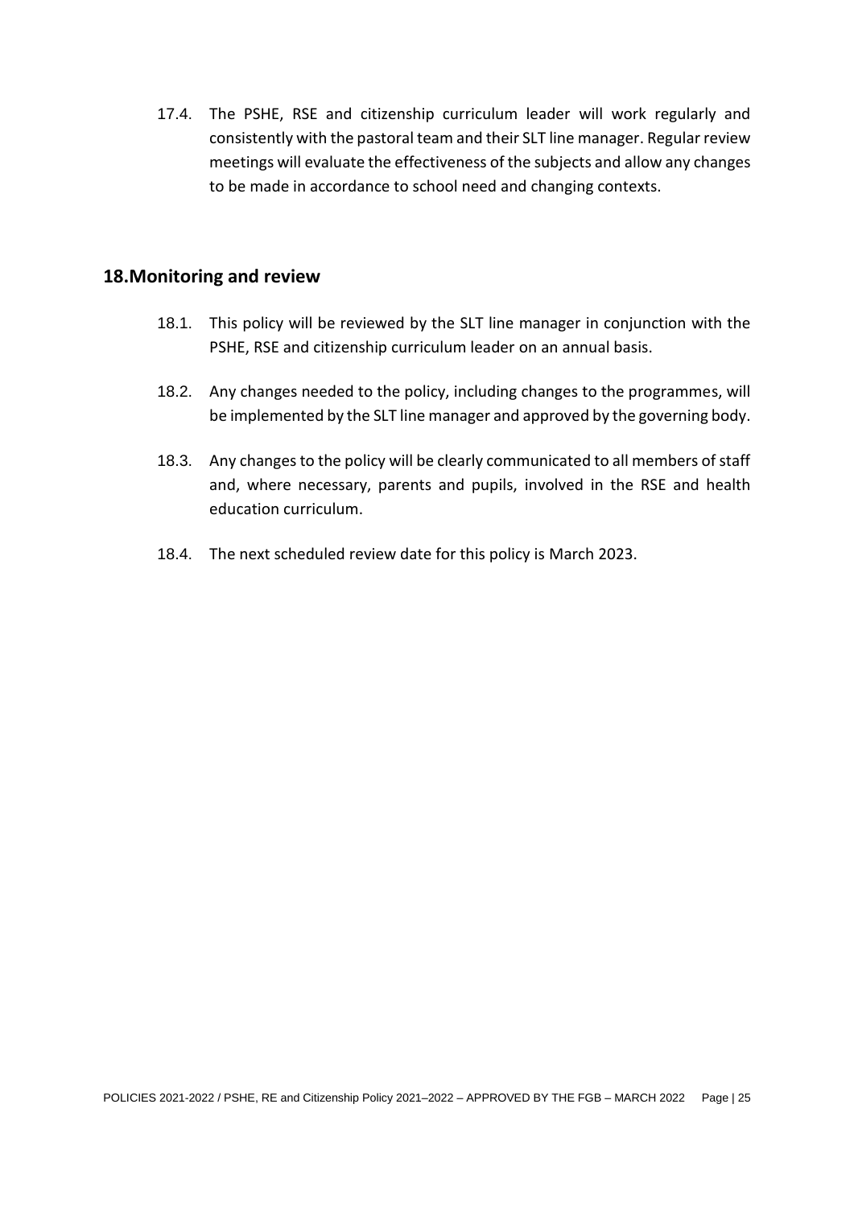17.4. The PSHE, RSE and citizenship curriculum leader will work regularly and consistently with the pastoral team and their SLT line manager. Regular review meetings will evaluate the effectiveness of the subjects and allow any changes to be made in accordance to school need and changing contexts.

## 18. Monitoring and review

18.1. This policy will be reviewed by the SLT line manager in conjunction with the PSHE, RSE and citizenship curriculum leader on an annual basis.

18.2. Any changes needed to the policy, including changes to the programmes, will be implemented by the SLT line manager and approved by the governing body.

18.3. Any changes to the policy will be clearly communicated to all members of staff and, where necessary, parents and pupils, involved in the RSE and health education curriculum.

18.4. The next scheduled review date for this policy is March 2023.